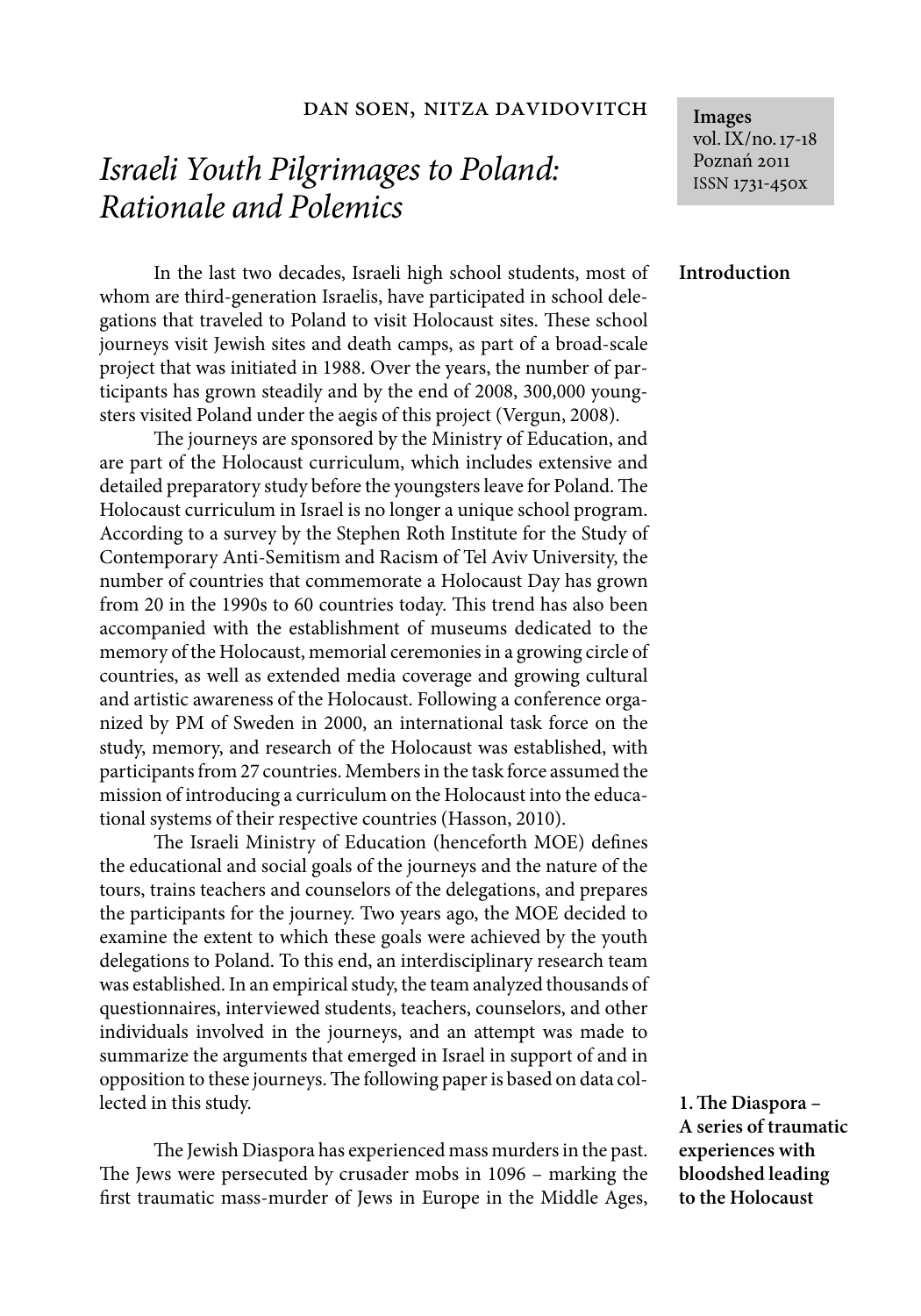Dan Soen, Nitza Davidovitch

# *Israeli Youth Pilgrimages to Poland: Rationale and Polemics*

**Images**
vol. IX/no. 17-18
Poznań 2011
ISSN 1731-450x

## Introduction

In the last two decades, Israeli high school students, most of whom are third-generation Israelis, have participated in school delegations that traveled to Poland to visit Holocaust sites. These school journeys visit Jewish sites and death camps, as part of a broad-scale project that was initiated in 1988. Over the years, the number of participants has grown steadily and by the end of 2008, 300,000 youngsters visited Poland under the aegis of this project (Vergun, 2008).

The journeys are sponsored by the Ministry of Education, and are part of the Holocaust curriculum, which includes extensive and detailed preparatory study before the youngsters leave for Poland. The Holocaust curriculum in Israel is no longer a unique school program. According to a survey by the Stephen Roth Institute for the Study of Contemporary Anti-Semitism and Racism of Tel Aviv University, the number of countries that commemorate a Holocaust Day has grown from 20 in the 1990s to 60 countries today. This trend has also been accompanied with the establishment of museums dedicated to the memory of the Holocaust, memorial ceremonies in a growing circle of countries, as well as extended media coverage and growing cultural and artistic awareness of the Holocaust. Following a conference organized by PM of Sweden in 2000, an international task force on the study, memory, and research of the Holocaust was established, with participants from 27 countries. Members in the task force assumed the mission of introducing a curriculum on the Holocaust into the educational systems of their respective countries (Hasson, 2010).

The Israeli Ministry of Education (henceforth MOE) defines the educational and social goals of the journeys and the nature of the tours, trains teachers and counselors of the delegations, and prepares the participants for the journey. Two years ago, the MOE decided to examine the extent to which these goals were achieved by the youth delegations to Poland. To this end, an interdisciplinary research team was established. In an empirical study, the team analyzed thousands of questionnaires, interviewed students, teachers, counselors, and other individuals involved in the journeys, and an attempt was made to summarize the arguments that emerged in Israel in support of and in opposition to these journeys. The following paper is based on data collected in this study.

## 1. The Diaspora – A series of traumatic experiences with bloodshed leading to the Holocaust

The Jewish Diaspora has experienced mass murders in the past. The Jews were persecuted by crusader mobs in 1096 – marking the first traumatic mass-murder of Jews in Europe in the Middle Ages,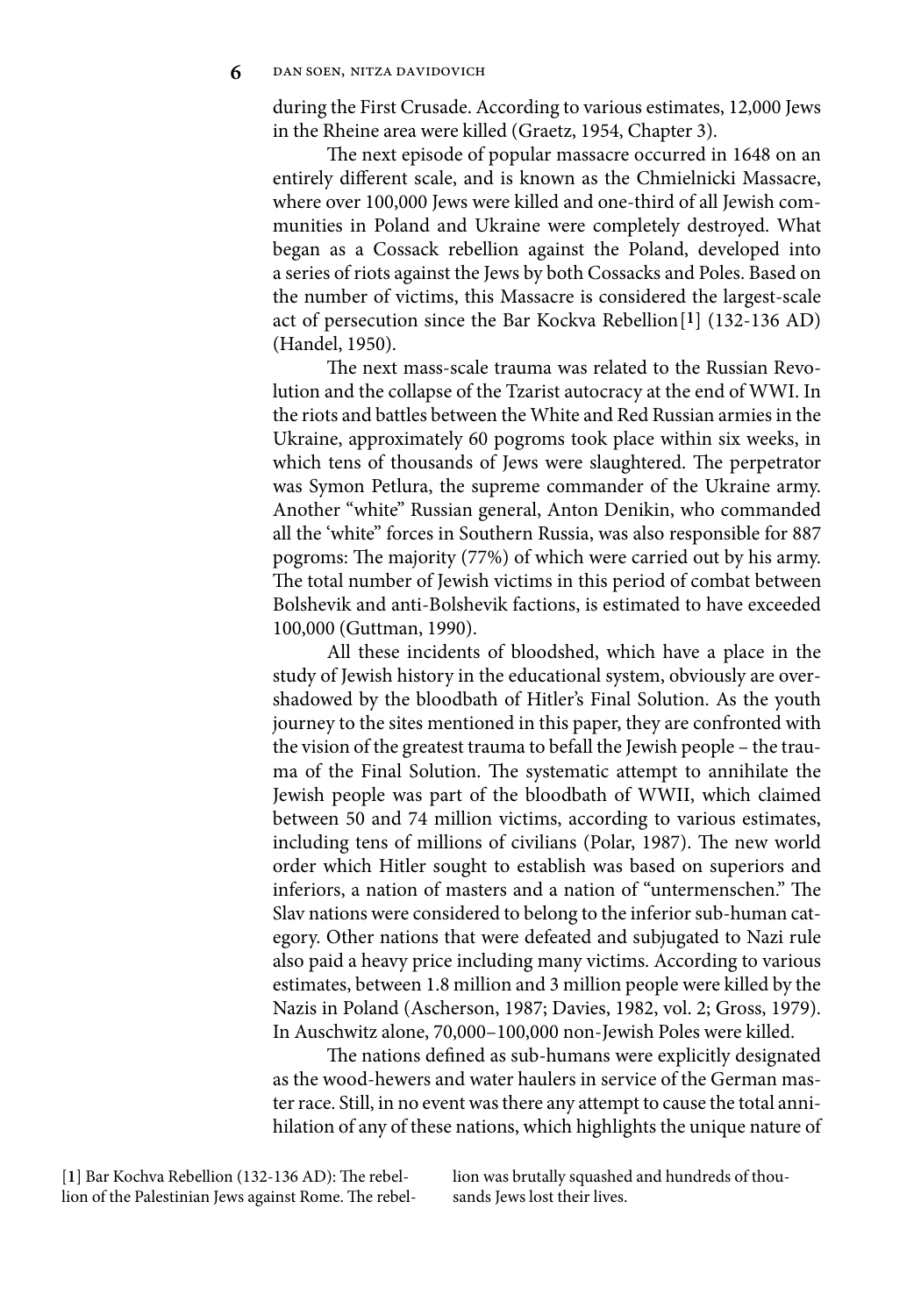during the First Crusade. According to various estimates, 12,000 Jews in the Rheine area were killed (Graetz, 1954, Chapter 3).

The next episode of popular massacre occurred in 1648 on an entirely different scale, and is known as the Chmielnicki Massacre, where over 100,000 Jews were killed and one-third of all Jewish communities in Poland and Ukraine were completely destroyed. What began as a Cossack rebellion against the Poland, developed into a series of riots against the Jews by both Cossacks and Poles. Based on the number of victims, this Massacre is considered the largest-scale act of persecution since the Bar Kockva Rebellion[1] (132-136 AD) (Handel, 1950).

The next mass-scale trauma was related to the Russian Revolution and the collapse of the Tzarist autocracy at the end of WWI. In the riots and battles between the White and Red Russian armies in the Ukraine, approximately 60 pogroms took place within six weeks, in which tens of thousands of Jews were slaughtered. The perpetrator was Symon Petlura, the supreme commander of the Ukraine army. Another "white" Russian general, Anton Denikin, who commanded all the 'white" forces in Southern Russia, was also responsible for 887 pogroms: The majority (77%) of which were carried out by his army. The total number of Jewish victims in this period of combat between Bolshevik and anti-Bolshevik factions, is estimated to have exceeded 100,000 (Guttman, 1990).

All these incidents of bloodshed, which have a place in the study of Jewish history in the educational system, obviously are overshadowed by the bloodbath of Hitler's Final Solution. As the youth journey to the sites mentioned in this paper, they are confronted with the vision of the greatest trauma to befall the Jewish people – the trauma of the Final Solution. The systematic attempt to annihilate the Jewish people was part of the bloodbath of WWII, which claimed between 50 and 74 million victims, according to various estimates, including tens of millions of civilians (Polar, 1987). The new world order which Hitler sought to establish was based on superiors and inferiors, a nation of masters and a nation of "untermenschen." The Slav nations were considered to belong to the inferior sub-human category. Other nations that were defeated and subjugated to Nazi rule also paid a heavy price including many victims. According to various estimates, between 1.8 million and 3 million people were killed by the Nazis in Poland (Ascherson, 1987; Davies, 1982, vol. 2; Gross, 1979). In Auschwitz alone, 70,000–100,000 non-Jewish Poles were killed.

The nations defined as sub-humans were explicitly designated as the wood-hewers and water haulers in service of the German master race. Still, in no event was there any attempt to cause the total annihilation of any of these nations, which highlights the unique nature of

[1] Bar Kochva Rebellion (132-136 AD): The rebellion of the Palestinian Jews against Rome. The rebellion was brutally squashed and hundreds of thousands Jews lost their lives.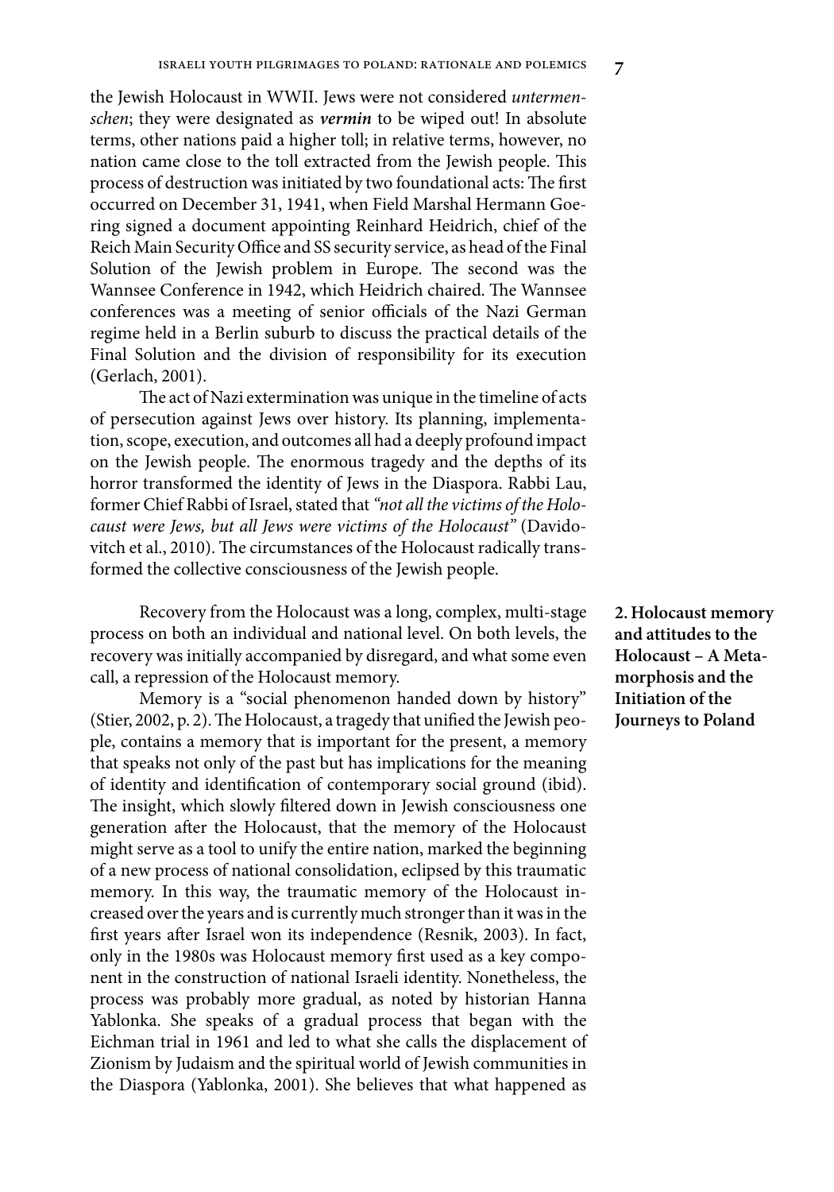the Jewish Holocaust in WWII. Jews were not considered *untermenschen*; they were designated as ***vermin*** to be wiped out! In absolute terms, other nations paid a higher toll; in relative terms, however, no nation came close to the toll extracted from the Jewish people. This process of destruction was initiated by two foundational acts: The first occurred on December 31, 1941, when Field Marshal Hermann Goering signed a document appointing Reinhard Heidrich, chief of the Reich Main Security Office and SS security service, as head of the Final Solution of the Jewish problem in Europe. The second was the Wannsee Conference in 1942, which Heidrich chaired. The Wannsee conferences was a meeting of senior officials of the Nazi German regime held in a Berlin suburb to discuss the practical details of the Final Solution and the division of responsibility for its execution (Gerlach, 2001).

The act of Nazi extermination was unique in the timeline of acts of persecution against Jews over history. Its planning, implementation, scope, execution, and outcomes all had a deeply profound impact on the Jewish people. The enormous tragedy and the depths of its horror transformed the identity of Jews in the Diaspora. Rabbi Lau, former Chief Rabbi of Israel, stated that *"not all the victims of the Holocaust were Jews, but all Jews were victims of the Holocaust"* (Davidovitch et al., 2010). The circumstances of the Holocaust radically transformed the collective consciousness of the Jewish people.

## 2. Holocaust memory and attitudes to the Holocaust – A Metamorphosis and the Initiation of the Journeys to Poland

Recovery from the Holocaust was a long, complex, multi-stage process on both an individual and national level. On both levels, the recovery was initially accompanied by disregard, and what some even call, a repression of the Holocaust memory.

Memory is a "social phenomenon handed down by history" (Stier, 2002, p. 2). The Holocaust, a tragedy that unified the Jewish people, contains a memory that is important for the present, a memory that speaks not only of the past but has implications for the meaning of identity and identification of contemporary social ground (ibid). The insight, which slowly filtered down in Jewish consciousness one generation after the Holocaust, that the memory of the Holocaust might serve as a tool to unify the entire nation, marked the beginning of a new process of national consolidation, eclipsed by this traumatic memory. In this way, the traumatic memory of the Holocaust increased over the years and is currently much stronger than it was in the first years after Israel won its independence (Resnik, 2003). In fact, only in the 1980s was Holocaust memory first used as a key component in the construction of national Israeli identity. Nonetheless, the process was probably more gradual, as noted by historian Hanna Yablonka. She speaks of a gradual process that began with the Eichman trial in 1961 and led to what she calls the displacement of Zionism by Judaism and the spiritual world of Jewish communities in the Diaspora (Yablonka, 2001). She believes that what happened as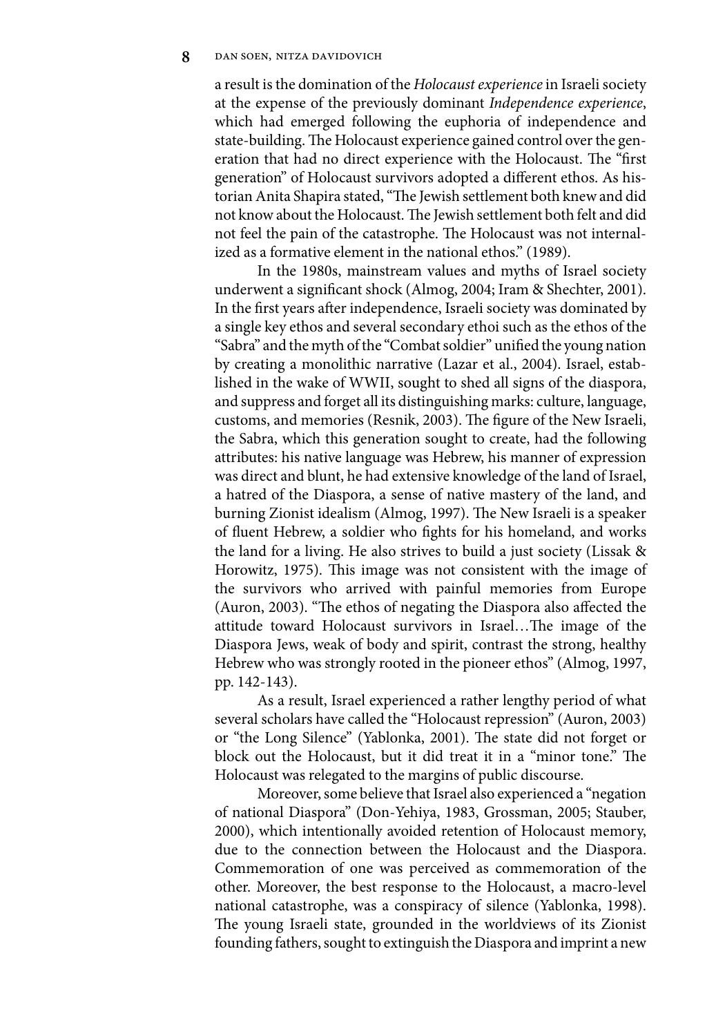a result is the domination of the *Holocaust experience* in Israeli society at the expense of the previously dominant *Independence experience*, which had emerged following the euphoria of independence and state-building. The Holocaust experience gained control over the generation that had no direct experience with the Holocaust. The "first generation" of Holocaust survivors adopted a different ethos. As historian Anita Shapira stated, "The Jewish settlement both knew and did not know about the Holocaust. The Jewish settlement both felt and did not feel the pain of the catastrophe. The Holocaust was not internalized as a formative element in the national ethos." (1989).

In the 1980s, mainstream values and myths of Israel society underwent a significant shock (Almog, 2004; Iram & Shechter, 2001). In the first years after independence, Israeli society was dominated by a single key ethos and several secondary ethoi such as the ethos of the "Sabra" and the myth of the "Combat soldier" unified the young nation by creating a monolithic narrative (Lazar et al., 2004). Israel, established in the wake of WWII, sought to shed all signs of the diaspora, and suppress and forget all its distinguishing marks: culture, language, customs, and memories (Resnik, 2003). The figure of the New Israeli, the Sabra, which this generation sought to create, had the following attributes: his native language was Hebrew, his manner of expression was direct and blunt, he had extensive knowledge of the land of Israel, a hatred of the Diaspora, a sense of native mastery of the land, and burning Zionist idealism (Almog, 1997). The New Israeli is a speaker of fluent Hebrew, a soldier who fights for his homeland, and works the land for a living. He also strives to build a just society (Lissak & Horowitz, 1975). This image was not consistent with the image of the survivors who arrived with painful memories from Europe (Auron, 2003). "The ethos of negating the Diaspora also affected the attitude toward Holocaust survivors in Israel…The image of the Diaspora Jews, weak of body and spirit, contrast the strong, healthy Hebrew who was strongly rooted in the pioneer ethos" (Almog, 1997, pp. 142-143).

As a result, Israel experienced a rather lengthy period of what several scholars have called the "Holocaust repression" (Auron, 2003) or "the Long Silence" (Yablonka, 2001). The state did not forget or block out the Holocaust, but it did treat it in a "minor tone." The Holocaust was relegated to the margins of public discourse.

Moreover, some believe that Israel also experienced a "negation of national Diaspora" (Don-Yehiya, 1983, Grossman, 2005; Stauber, 2000), which intentionally avoided retention of Holocaust memory, due to the connection between the Holocaust and the Diaspora. Commemoration of one was perceived as commemoration of the other. Moreover, the best response to the Holocaust, a macro-level national catastrophe, was a conspiracy of silence (Yablonka, 1998). The young Israeli state, grounded in the worldviews of its Zionist founding fathers, sought to extinguish the Diaspora and imprint a new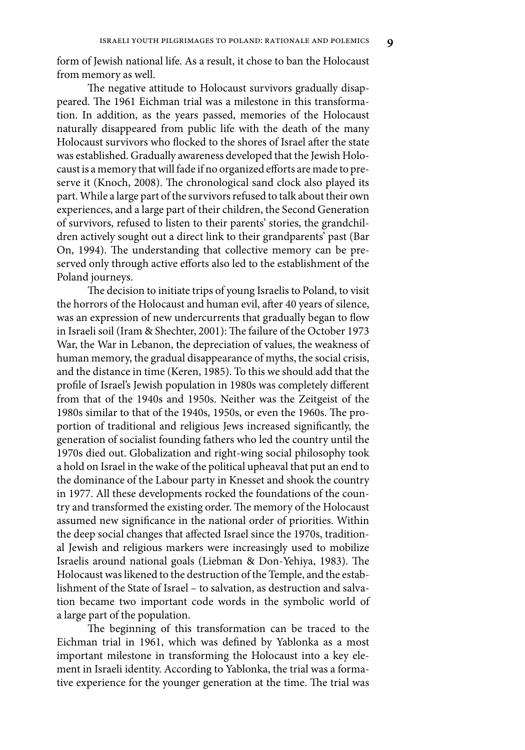form of Jewish national life. As a result, it chose to ban the Holocaust from memory as well.

The negative attitude to Holocaust survivors gradually disappeared. The 1961 Eichman trial was a milestone in this transformation. In addition, as the years passed, memories of the Holocaust naturally disappeared from public life with the death of the many Holocaust survivors who flocked to the shores of Israel after the state was established. Gradually awareness developed that the Jewish Holocaust is a memory that will fade if no organized efforts are made to preserve it (Knoch, 2008). The chronological sand clock also played its part. While a large part of the survivors refused to talk about their own experiences, and a large part of their children, the Second Generation of survivors, refused to listen to their parents' stories, the grandchildren actively sought out a direct link to their grandparents' past (Bar On, 1994). The understanding that collective memory can be preserved only through active efforts also led to the establishment of the Poland journeys.

The decision to initiate trips of young Israelis to Poland, to visit the horrors of the Holocaust and human evil, after 40 years of silence, was an expression of new undercurrents that gradually began to flow in Israeli soil (Iram & Shechter, 2001): The failure of the October 1973 War, the War in Lebanon, the depreciation of values, the weakness of human memory, the gradual disappearance of myths, the social crisis, and the distance in time (Keren, 1985). To this we should add that the profile of Israel's Jewish population in 1980s was completely different from that of the 1940s and 1950s. Neither was the Zeitgeist of the 1980s similar to that of the 1940s, 1950s, or even the 1960s. The proportion of traditional and religious Jews increased significantly, the generation of socialist founding fathers who led the country until the 1970s died out. Globalization and right-wing social philosophy took a hold on Israel in the wake of the political upheaval that put an end to the dominance of the Labour party in Knesset and shook the country in 1977. All these developments rocked the foundations of the country and transformed the existing order. The memory of the Holocaust assumed new significance in the national order of priorities. Within the deep social changes that affected Israel since the 1970s, traditional Jewish and religious markers were increasingly used to mobilize Israelis around national goals (Liebman & Don-Yehiya, 1983). The Holocaust was likened to the destruction of the Temple, and the establishment of the State of Israel – to salvation, as destruction and salvation became two important code words in the symbolic world of a large part of the population.

The beginning of this transformation can be traced to the Eichman trial in 1961, which was defined by Yablonka as a most important milestone in transforming the Holocaust into a key element in Israeli identity. According to Yablonka, the trial was a formative experience for the younger generation at the time. The trial was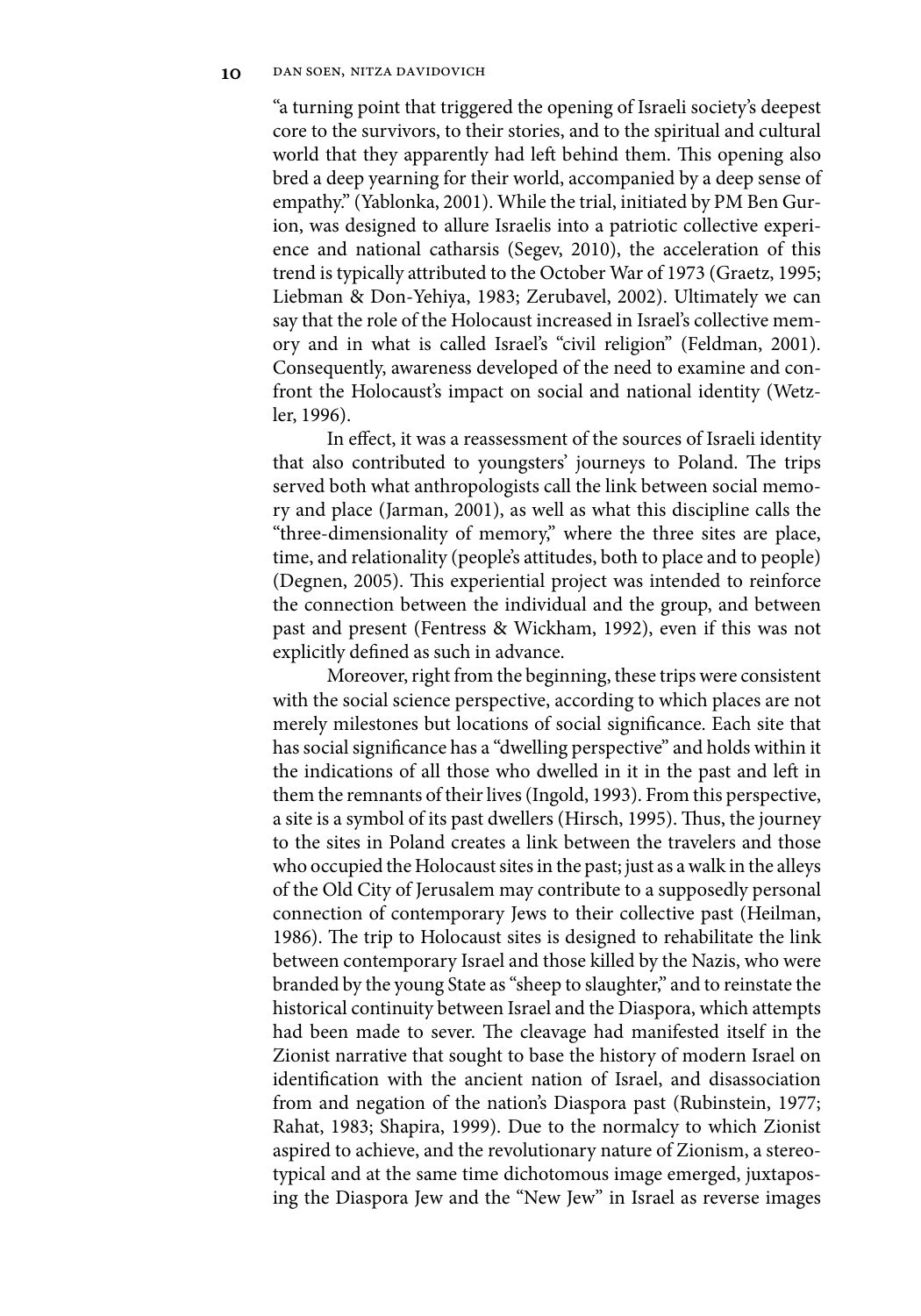"a turning point that triggered the opening of Israeli society's deepest core to the survivors, to their stories, and to the spiritual and cultural world that they apparently had left behind them. This opening also bred a deep yearning for their world, accompanied by a deep sense of empathy." (Yablonka, 2001). While the trial, initiated by PM Ben Gurion, was designed to allure Israelis into a patriotic collective experience and national catharsis (Segev, 2010), the acceleration of this trend is typically attributed to the October War of 1973 (Graetz, 1995; Liebman & Don-Yehiya, 1983; Zerubavel, 2002). Ultimately we can say that the role of the Holocaust increased in Israel's collective memory and in what is called Israel's "civil religion" (Feldman, 2001). Consequently, awareness developed of the need to examine and confront the Holocaust's impact on social and national identity (Wetzler, 1996).

In effect, it was a reassessment of the sources of Israeli identity that also contributed to youngsters' journeys to Poland. The trips served both what anthropologists call the link between social memory and place (Jarman, 2001), as well as what this discipline calls the "three-dimensionality of memory," where the three sites are place, time, and relationality (people's attitudes, both to place and to people) (Degnen, 2005). This experiential project was intended to reinforce the connection between the individual and the group, and between past and present (Fentress & Wickham, 1992), even if this was not explicitly defined as such in advance.

Moreover, right from the beginning, these trips were consistent with the social science perspective, according to which places are not merely milestones but locations of social significance. Each site that has social significance has a "dwelling perspective" and holds within it the indications of all those who dwelled in it in the past and left in them the remnants of their lives (Ingold, 1993). From this perspective, a site is a symbol of its past dwellers (Hirsch, 1995). Thus, the journey to the sites in Poland creates a link between the travelers and those who occupied the Holocaust sites in the past; just as a walk in the alleys of the Old City of Jerusalem may contribute to a supposedly personal connection of contemporary Jews to their collective past (Heilman, 1986). The trip to Holocaust sites is designed to rehabilitate the link between contemporary Israel and those killed by the Nazis, who were branded by the young State as "sheep to slaughter," and to reinstate the historical continuity between Israel and the Diaspora, which attempts had been made to sever. The cleavage had manifested itself in the Zionist narrative that sought to base the history of modern Israel on identification with the ancient nation of Israel, and disassociation from and negation of the nation's Diaspora past (Rubinstein, 1977; Rahat, 1983; Shapira, 1999). Due to the normalcy to which Zionist aspired to achieve, and the revolutionary nature of Zionism, a stereotypical and at the same time dichotomous image emerged, juxtaposing the Diaspora Jew and the "New Jew" in Israel as reverse images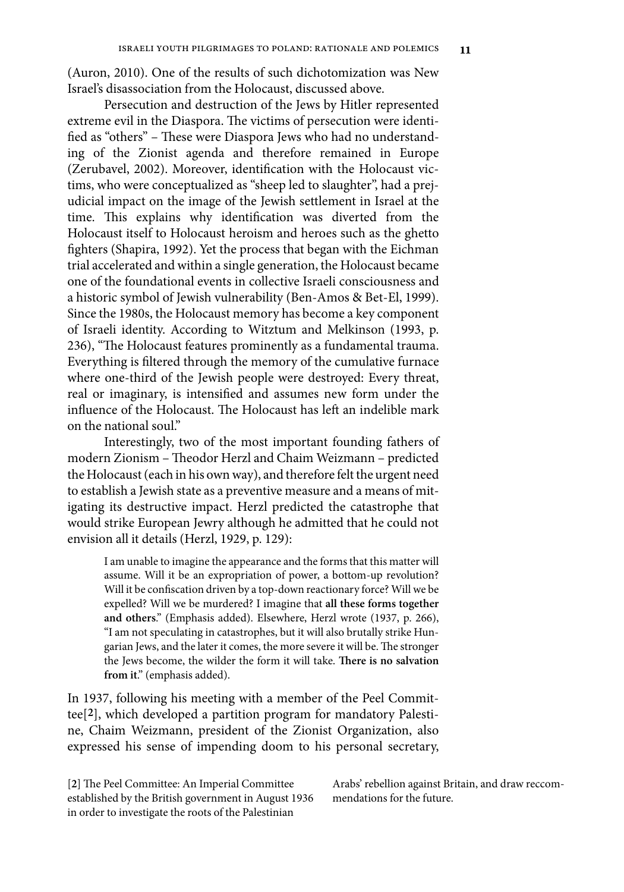(Auron, 2010). One of the results of such dichotomization was New Israel's disassociation from the Holocaust, discussed above.

Persecution and destruction of the Jews by Hitler represented extreme evil in the Diaspora. The victims of persecution were identified as "others" – These were Diaspora Jews who had no understanding of the Zionist agenda and therefore remained in Europe (Zerubavel, 2002). Moreover, identification with the Holocaust victims, who were conceptualized as "sheep led to slaughter", had a prejudicial impact on the image of the Jewish settlement in Israel at the time. This explains why identification was diverted from the Holocaust itself to Holocaust heroism and heroes such as the ghetto fighters (Shapira, 1992). Yet the process that began with the Eichman trial accelerated and within a single generation, the Holocaust became one of the foundational events in collective Israeli consciousness and a historic symbol of Jewish vulnerability (Ben-Amos & Bet-El, 1999). Since the 1980s, the Holocaust memory has become a key component of Israeli identity. According to Witztum and Melkinson (1993, p. 236), "The Holocaust features prominently as a fundamental trauma. Everything is filtered through the memory of the cumulative furnace where one-third of the Jewish people were destroyed: Every threat, real or imaginary, is intensified and assumes new form under the influence of the Holocaust. The Holocaust has left an indelible mark on the national soul."

Interestingly, two of the most important founding fathers of modern Zionism – Theodor Herzl and Chaim Weizmann – predicted the Holocaust (each in his own way), and therefore felt the urgent need to establish a Jewish state as a preventive measure and a means of mitigating its destructive impact. Herzl predicted the catastrophe that would strike European Jewry although he admitted that he could not envision all it details (Herzl, 1929, p. 129):

> I am unable to imagine the appearance and the forms that this matter will assume. Will it be an expropriation of power, a bottom-up revolution? Will it be confiscation driven by a top-down reactionary force? Will we be expelled? Will we be murdered? I imagine that **all these forms together and others**." (Emphasis added). Elsewhere, Herzl wrote (1937, p. 266), "I am not speculating in catastrophes, but it will also brutally strike Hungarian Jews, and the later it comes, the more severe it will be. The stronger the Jews become, the wilder the form it will take. **There is no salvation from it**." (emphasis added).

In 1937, following his meeting with a member of the Peel Committee[2], which developed a partition program for mandatory Palestine, Chaim Weizmann, president of the Zionist Organization, also expressed his sense of impending doom to his personal secretary,

[2] The Peel Committee: An Imperial Committee established by the British government in August 1936 in order to investigate the roots of the Palestinian Arabs' rebellion against Britain, and draw reccommendations for the future.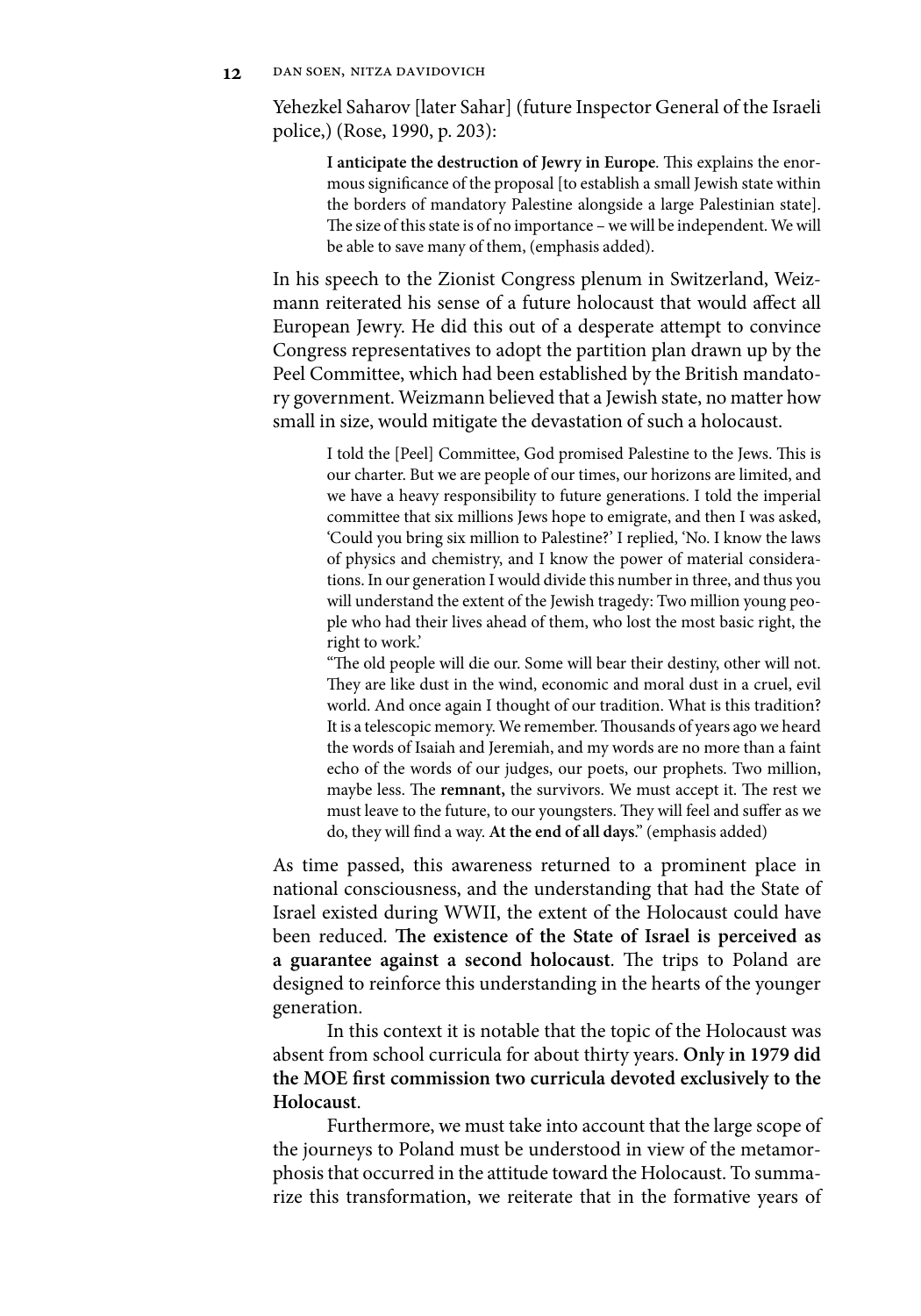Yehezkel Saharov [later Sahar] (future Inspector General of the Israeli police,) (Rose, 1990, p. 203):

> **I anticipate the destruction of Jewry in Europe**. This explains the enormous significance of the proposal [to establish a small Jewish state within the borders of mandatory Palestine alongside a large Palestinian state]. The size of this state is of no importance – we will be independent. We will be able to save many of them, (emphasis added).

In his speech to the Zionist Congress plenum in Switzerland, Weizmann reiterated his sense of a future holocaust that would affect all European Jewry. He did this out of a desperate attempt to convince Congress representatives to adopt the partition plan drawn up by the Peel Committee, which had been established by the British mandatory government. Weizmann believed that a Jewish state, no matter how small in size, would mitigate the devastation of such a holocaust.

> I told the [Peel] Committee, God promised Palestine to the Jews. This is our charter. But we are people of our times, our horizons are limited, and we have a heavy responsibility to future generations. I told the imperial committee that six millions Jews hope to emigrate, and then I was asked, 'Could you bring six million to Palestine?' I replied, 'No. I know the laws of physics and chemistry, and I know the power of material considerations. In our generation I would divide this number in three, and thus you will understand the extent of the Jewish tragedy: Two million young people who had their lives ahead of them, who lost the most basic right, the right to work.'
>
> "The old people will die our. Some will bear their destiny, other will not. They are like dust in the wind, economic and moral dust in a cruel, evil world. And once again I thought of our tradition. What is this tradition? It is a telescopic memory. We remember. Thousands of years ago we heard the words of Isaiah and Jeremiah, and my words are no more than a faint echo of the words of our judges, our poets, our prophets. Two million, maybe less. The **remnant,** the survivors. We must accept it. The rest we must leave to the future, to our youngsters. They will feel and suffer as we do, they will find a way. **At the end of all days**." (emphasis added)

As time passed, this awareness returned to a prominent place in national consciousness, and the understanding that had the State of Israel existed during WWII, the extent of the Holocaust could have been reduced. **The existence of the State of Israel is perceived as a guarantee against a second holocaust**. The trips to Poland are designed to reinforce this understanding in the hearts of the younger generation.

In this context it is notable that the topic of the Holocaust was absent from school curricula for about thirty years. **Only in 1979 did the MOE first commission two curricula devoted exclusively to the Holocaust**.

Furthermore, we must take into account that the large scope of the journeys to Poland must be understood in view of the metamorphosis that occurred in the attitude toward the Holocaust. To summarize this transformation, we reiterate that in the formative years of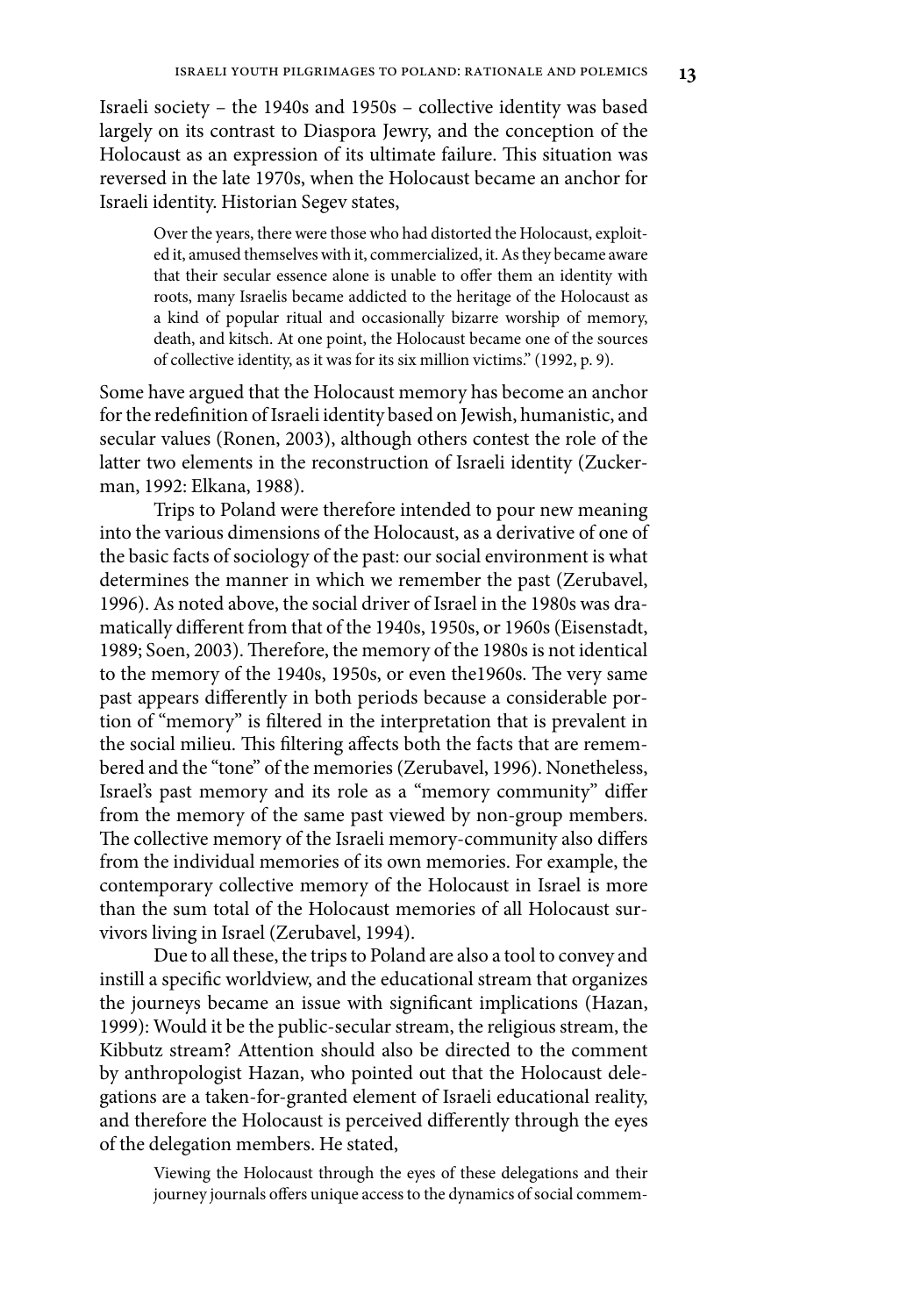Israeli society – the 1940s and 1950s – collective identity was based largely on its contrast to Diaspora Jewry, and the conception of the Holocaust as an expression of its ultimate failure. This situation was reversed in the late 1970s, when the Holocaust became an anchor for Israeli identity. Historian Segev states,

> Over the years, there were those who had distorted the Holocaust, exploited it, amused themselves with it, commercialized, it. As they became aware that their secular essence alone is unable to offer them an identity with roots, many Israelis became addicted to the heritage of the Holocaust as a kind of popular ritual and occasionally bizarre worship of memory, death, and kitsch. At one point, the Holocaust became one of the sources of collective identity, as it was for its six million victims." (1992, p. 9).

Some have argued that the Holocaust memory has become an anchor for the redefinition of Israeli identity based on Jewish, humanistic, and secular values (Ronen, 2003), although others contest the role of the latter two elements in the reconstruction of Israeli identity (Zuckerman, 1992: Elkana, 1988).

Trips to Poland were therefore intended to pour new meaning into the various dimensions of the Holocaust, as a derivative of one of the basic facts of sociology of the past: our social environment is what determines the manner in which we remember the past (Zerubavel, 1996). As noted above, the social driver of Israel in the 1980s was dramatically different from that of the 1940s, 1950s, or 1960s (Eisenstadt, 1989; Soen, 2003). Therefore, the memory of the 1980s is not identical to the memory of the 1940s, 1950s, or even the1960s. The very same past appears differently in both periods because a considerable portion of "memory" is filtered in the interpretation that is prevalent in the social milieu. This filtering affects both the facts that are remembered and the "tone" of the memories (Zerubavel, 1996). Nonetheless, Israel's past memory and its role as a "memory community" differ from the memory of the same past viewed by non-group members. The collective memory of the Israeli memory-community also differs from the individual memories of its own memories. For example, the contemporary collective memory of the Holocaust in Israel is more than the sum total of the Holocaust memories of all Holocaust survivors living in Israel (Zerubavel, 1994).

Due to all these, the trips to Poland are also a tool to convey and instill a specific worldview, and the educational stream that organizes the journeys became an issue with significant implications (Hazan, 1999): Would it be the public-secular stream, the religious stream, the Kibbutz stream? Attention should also be directed to the comment by anthropologist Hazan, who pointed out that the Holocaust delegations are a taken-for-granted element of Israeli educational reality, and therefore the Holocaust is perceived differently through the eyes of the delegation members. He stated,

> Viewing the Holocaust through the eyes of these delegations and their journey journals offers unique access to the dynamics of social commem-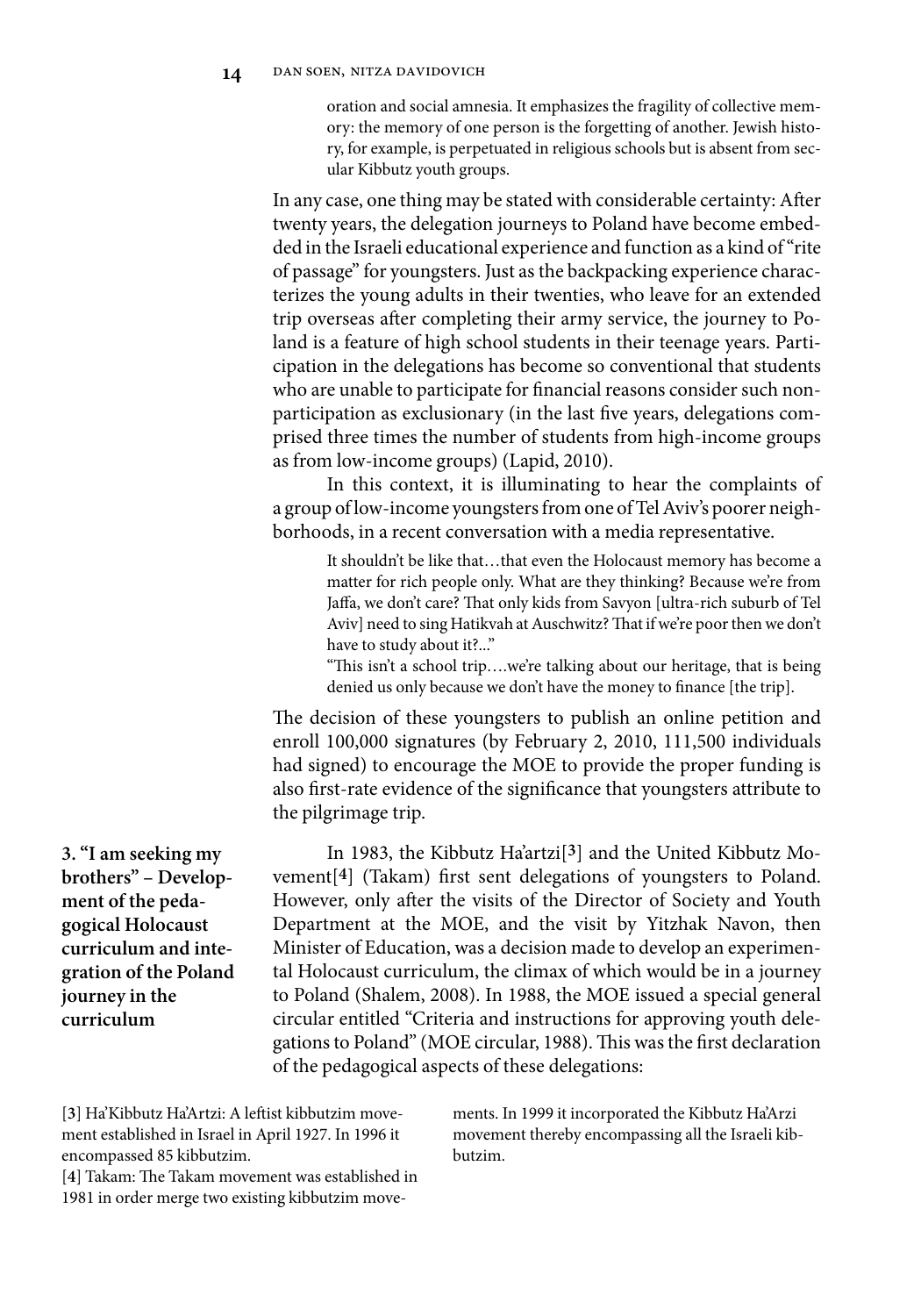oration and social amnesia. It emphasizes the fragility of collective memory: the memory of one person is the forgetting of another. Jewish history, for example, is perpetuated in religious schools but is absent from secular Kibbutz youth groups.

In any case, one thing may be stated with considerable certainty: After twenty years, the delegation journeys to Poland have become embedded in the Israeli educational experience and function as a kind of "rite of passage" for youngsters. Just as the backpacking experience characterizes the young adults in their twenties, who leave for an extended trip overseas after completing their army service, the journey to Poland is a feature of high school students in their teenage years. Participation in the delegations has become so conventional that students who are unable to participate for financial reasons consider such nonparticipation as exclusionary (in the last five years, delegations comprised three times the number of students from high-income groups as from low-income groups) (Lapid, 2010).

In this context, it is illuminating to hear the complaints of a group of low-income youngsters from one of Tel Aviv's poorer neighborhoods, in a recent conversation with a media representative.

> It shouldn't be like that…that even the Holocaust memory has become a matter for rich people only. What are they thinking? Because we're from Jaffa, we don't care? That only kids from Savyon [ultra-rich suburb of Tel Aviv] need to sing Hatikvah at Auschwitz? That if we're poor then we don't have to study about it?..."
>
> "This isn't a school trip….we're talking about our heritage, that is being denied us only because we don't have the money to finance [the trip].

The decision of these youngsters to publish an online petition and enroll 100,000 signatures (by February 2, 2010, 111,500 individuals had signed) to encourage the MOE to provide the proper funding is also first-rate evidence of the significance that youngsters attribute to the pilgrimage trip.

## 3. "I am seeking my brothers" – Development of the pedagogical Holocaust curriculum and integration of the Poland journey in the curriculum

In 1983, the Kibbutz Ha'artzi[3] and the United Kibbutz Movement[4] (Takam) first sent delegations of youngsters to Poland. However, only after the visits of the Director of Society and Youth Department at the MOE, and the visit by Yitzhak Navon, then Minister of Education, was a decision made to develop an experimental Holocaust curriculum, the climax of which would be in a journey to Poland (Shalem, 2008). In 1988, the MOE issued a special general circular entitled "Criteria and instructions for approving youth delegations to Poland" (MOE circular, 1988). This was the first declaration of the pedagogical aspects of these delegations:

[3] Ha'Kibbutz Ha'Artzi: A leftist kibbutzim movement established in Israel in April 1927. In 1996 it encompassed 85 kibbutzim.

[4] Takam: The Takam movement was established in 1981 in order merge two existing kibbutzim movements. In 1999 it incorporated the Kibbutz Ha'Arzi movement thereby encompassing all the Israeli kibbutzim.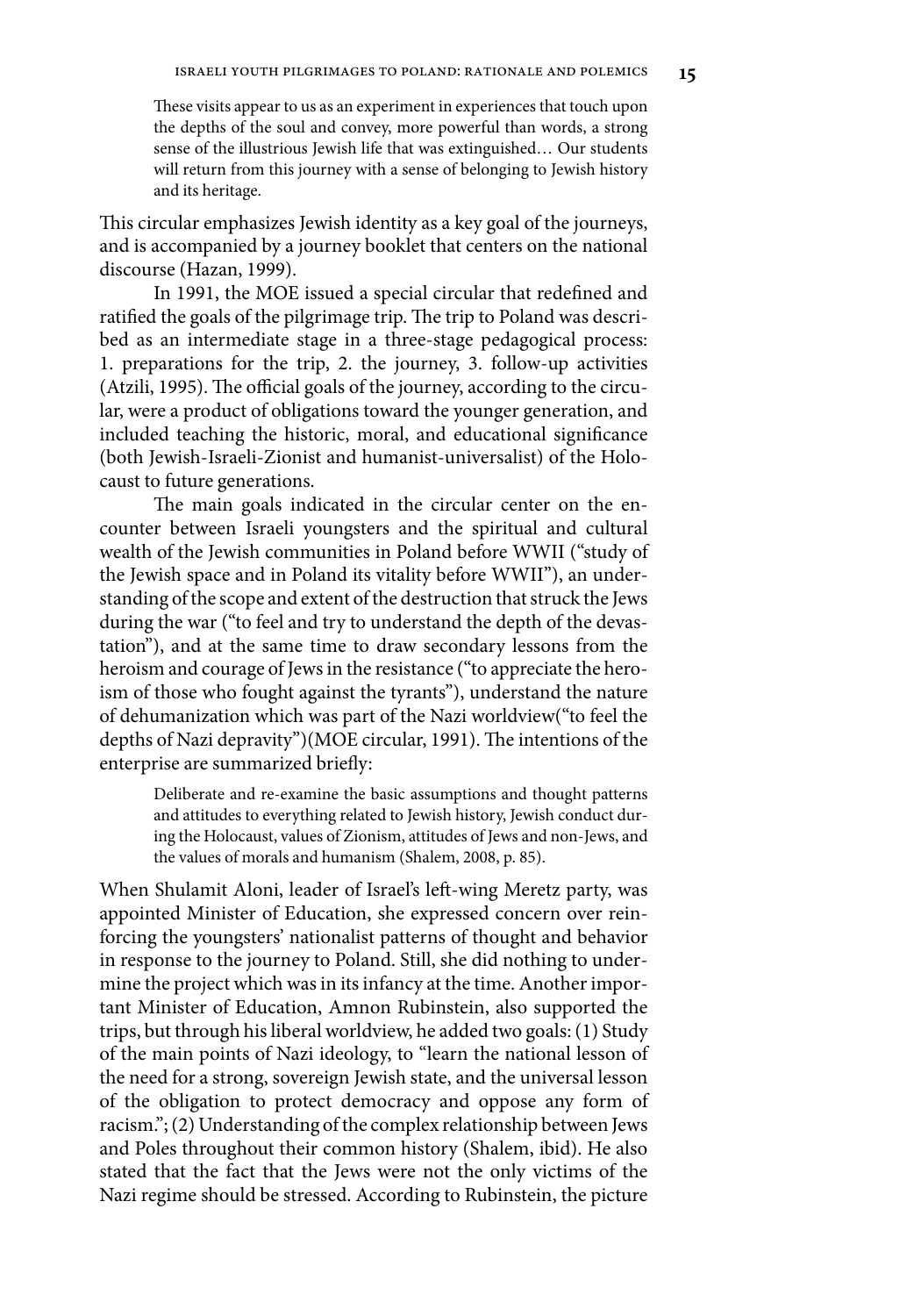> These visits appear to us as an experiment in experiences that touch upon the depths of the soul and convey, more powerful than words, a strong sense of the illustrious Jewish life that was extinguished… Our students will return from this journey with a sense of belonging to Jewish history and its heritage.

This circular emphasizes Jewish identity as a key goal of the journeys, and is accompanied by a journey booklet that centers on the national discourse (Hazan, 1999).

In 1991, the MOE issued a special circular that redefined and ratified the goals of the pilgrimage trip. The trip to Poland was described as an intermediate stage in a three-stage pedagogical process: 1. preparations for the trip, 2. the journey, 3. follow-up activities (Atzili, 1995). The official goals of the journey, according to the circular, were a product of obligations toward the younger generation, and included teaching the historic, moral, and educational significance (both Jewish-Israeli-Zionist and humanist-universalist) of the Holocaust to future generations.

The main goals indicated in the circular center on the encounter between Israeli youngsters and the spiritual and cultural wealth of the Jewish communities in Poland before WWII ("study of the Jewish space and in Poland its vitality before WWII"), an understanding of the scope and extent of the destruction that struck the Jews during the war ("to feel and try to understand the depth of the devastation"), and at the same time to draw secondary lessons from the heroism and courage of Jews in the resistance ("to appreciate the heroism of those who fought against the tyrants"), understand the nature of dehumanization which was part of the Nazi worldview("to feel the depths of Nazi depravity")(MOE circular, 1991). The intentions of the enterprise are summarized briefly:

> Deliberate and re-examine the basic assumptions and thought patterns and attitudes to everything related to Jewish history, Jewish conduct during the Holocaust, values of Zionism, attitudes of Jews and non-Jews, and the values of morals and humanism (Shalem, 2008, p. 85).

When Shulamit Aloni, leader of Israel's left-wing Meretz party, was appointed Minister of Education, she expressed concern over reinforcing the youngsters' nationalist patterns of thought and behavior in response to the journey to Poland. Still, she did nothing to undermine the project which was in its infancy at the time. Another important Minister of Education, Amnon Rubinstein, also supported the trips, but through his liberal worldview, he added two goals: (1) Study of the main points of Nazi ideology, to "learn the national lesson of the need for a strong, sovereign Jewish state, and the universal lesson of the obligation to protect democracy and oppose any form of racism."; (2) Understanding of the complex relationship between Jews and Poles throughout their common history (Shalem, ibid). He also stated that the fact that the Jews were not the only victims of the Nazi regime should be stressed. According to Rubinstein, the picture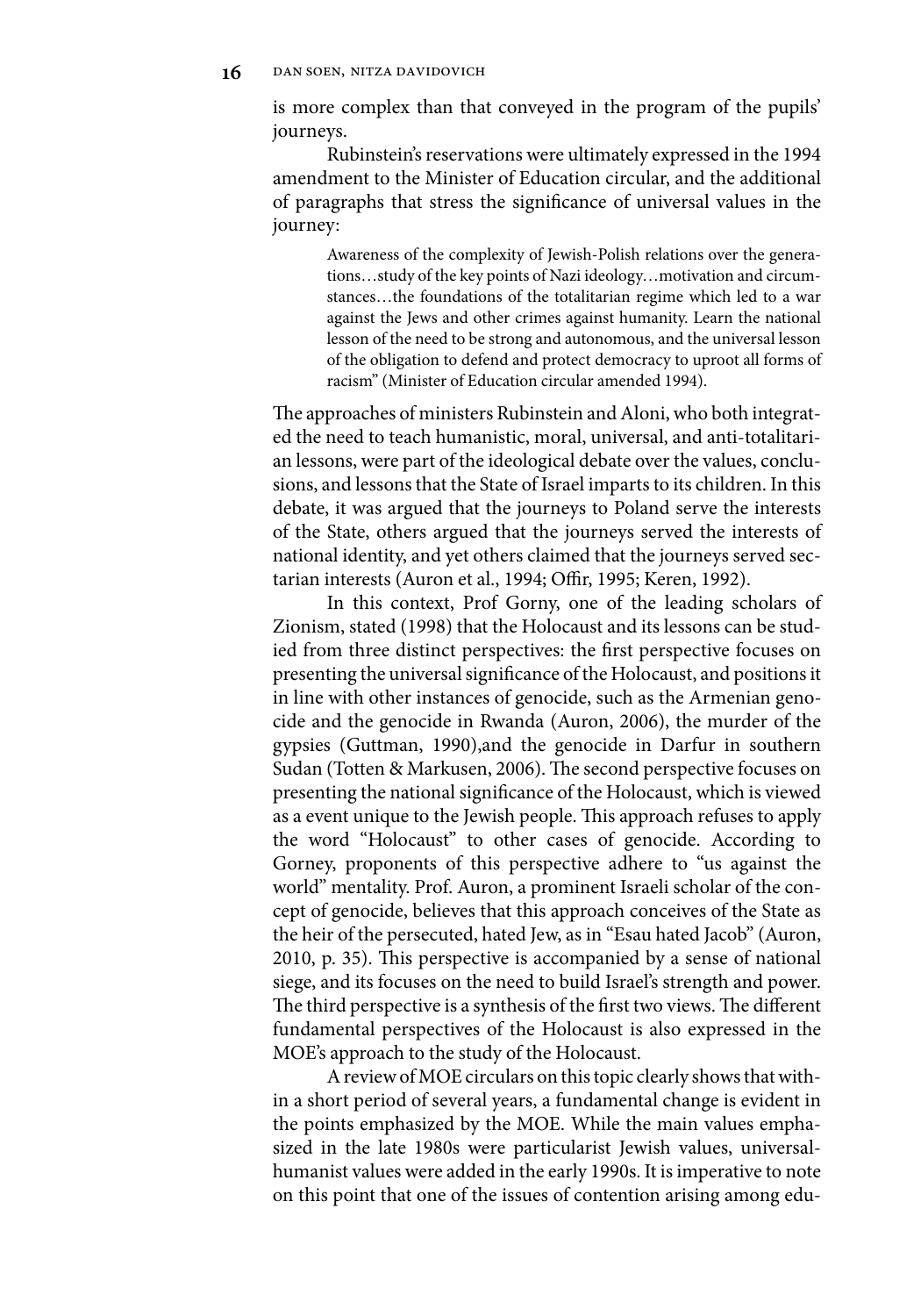is more complex than that conveyed in the program of the pupils' journeys.

Rubinstein's reservations were ultimately expressed in the 1994 amendment to the Minister of Education circular, and the additional of paragraphs that stress the significance of universal values in the journey:

> Awareness of the complexity of Jewish-Polish relations over the generations…study of the key points of Nazi ideology…motivation and circumstances…the foundations of the totalitarian regime which led to a war against the Jews and other crimes against humanity. Learn the national lesson of the need to be strong and autonomous, and the universal lesson of the obligation to defend and protect democracy to uproot all forms of racism" (Minister of Education circular amended 1994).

The approaches of ministers Rubinstein and Aloni, who both integrated the need to teach humanistic, moral, universal, and anti-totalitarian lessons, were part of the ideological debate over the values, conclusions, and lessons that the State of Israel imparts to its children. In this debate, it was argued that the journeys to Poland serve the interests of the State, others argued that the journeys served the interests of national identity, and yet others claimed that the journeys served sectarian interests (Auron et al., 1994; Offir, 1995; Keren, 1992).

In this context, Prof Gorny, one of the leading scholars of Zionism, stated (1998) that the Holocaust and its lessons can be studied from three distinct perspectives: the first perspective focuses on presenting the universal significance of the Holocaust, and positions it in line with other instances of genocide, such as the Armenian genocide and the genocide in Rwanda (Auron, 2006), the murder of the gypsies (Guttman, 1990),and the genocide in Darfur in southern Sudan (Totten & Markusen, 2006). The second perspective focuses on presenting the national significance of the Holocaust, which is viewed as a event unique to the Jewish people. This approach refuses to apply the word "Holocaust" to other cases of genocide. According to Gorney, proponents of this perspective adhere to "us against the world" mentality. Prof. Auron, a prominent Israeli scholar of the concept of genocide, believes that this approach conceives of the State as the heir of the persecuted, hated Jew, as in "Esau hated Jacob" (Auron, 2010, p. 35). This perspective is accompanied by a sense of national siege, and its focuses on the need to build Israel's strength and power. The third perspective is a synthesis of the first two views. The different fundamental perspectives of the Holocaust is also expressed in the MOE's approach to the study of the Holocaust.

A review of MOE circulars on this topic clearly shows that within a short period of several years, a fundamental change is evident in the points emphasized by the MOE. While the main values emphasized in the late 1980s were particularist Jewish values, universal-humanist values were added in the early 1990s. It is imperative to note on this point that one of the issues of contention arising among edu-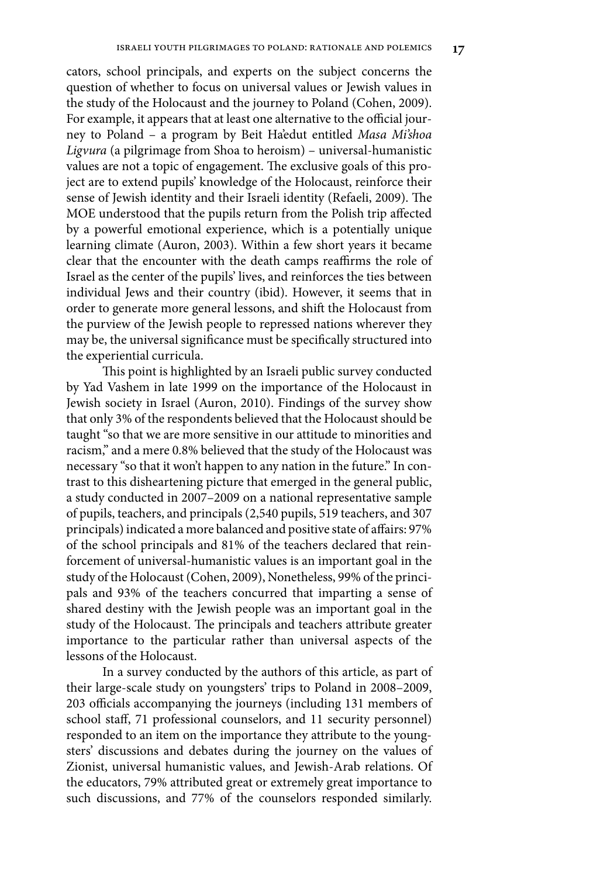cators, school principals, and experts on the subject concerns the question of whether to focus on universal values or Jewish values in the study of the Holocaust and the journey to Poland (Cohen, 2009). For example, it appears that at least one alternative to the official journey to Poland – a program by Beit Ha'edut entitled *Masa Mi'shoa Ligvura* (a pilgrimage from Shoa to heroism) – universal-humanistic values are not a topic of engagement. The exclusive goals of this project are to extend pupils' knowledge of the Holocaust, reinforce their sense of Jewish identity and their Israeli identity (Refaeli, 2009). The MOE understood that the pupils return from the Polish trip affected by a powerful emotional experience, which is a potentially unique learning climate (Auron, 2003). Within a few short years it became clear that the encounter with the death camps reaffirms the role of Israel as the center of the pupils' lives, and reinforces the ties between individual Jews and their country (ibid). However, it seems that in order to generate more general lessons, and shift the Holocaust from the purview of the Jewish people to repressed nations wherever they may be, the universal significance must be specifically structured into the experiential curricula.

This point is highlighted by an Israeli public survey conducted by Yad Vashem in late 1999 on the importance of the Holocaust in Jewish society in Israel (Auron, 2010). Findings of the survey show that only 3% of the respondents believed that the Holocaust should be taught "so that we are more sensitive in our attitude to minorities and racism," and a mere 0.8% believed that the study of the Holocaust was necessary "so that it won't happen to any nation in the future." In contrast to this disheartening picture that emerged in the general public, a study conducted in 2007–2009 on a national representative sample of pupils, teachers, and principals (2,540 pupils, 519 teachers, and 307 principals) indicated a more balanced and positive state of affairs: 97% of the school principals and 81% of the teachers declared that reinforcement of universal-humanistic values is an important goal in the study of the Holocaust (Cohen, 2009), Nonetheless, 99% of the principals and 93% of the teachers concurred that imparting a sense of shared destiny with the Jewish people was an important goal in the study of the Holocaust. The principals and teachers attribute greater importance to the particular rather than universal aspects of the lessons of the Holocaust.

In a survey conducted by the authors of this article, as part of their large-scale study on youngsters' trips to Poland in 2008–2009, 203 officials accompanying the journeys (including 131 members of school staff, 71 professional counselors, and 11 security personnel) responded to an item on the importance they attribute to the youngsters' discussions and debates during the journey on the values of Zionist, universal humanistic values, and Jewish-Arab relations. Of the educators, 79% attributed great or extremely great importance to such discussions, and 77% of the counselors responded similarly.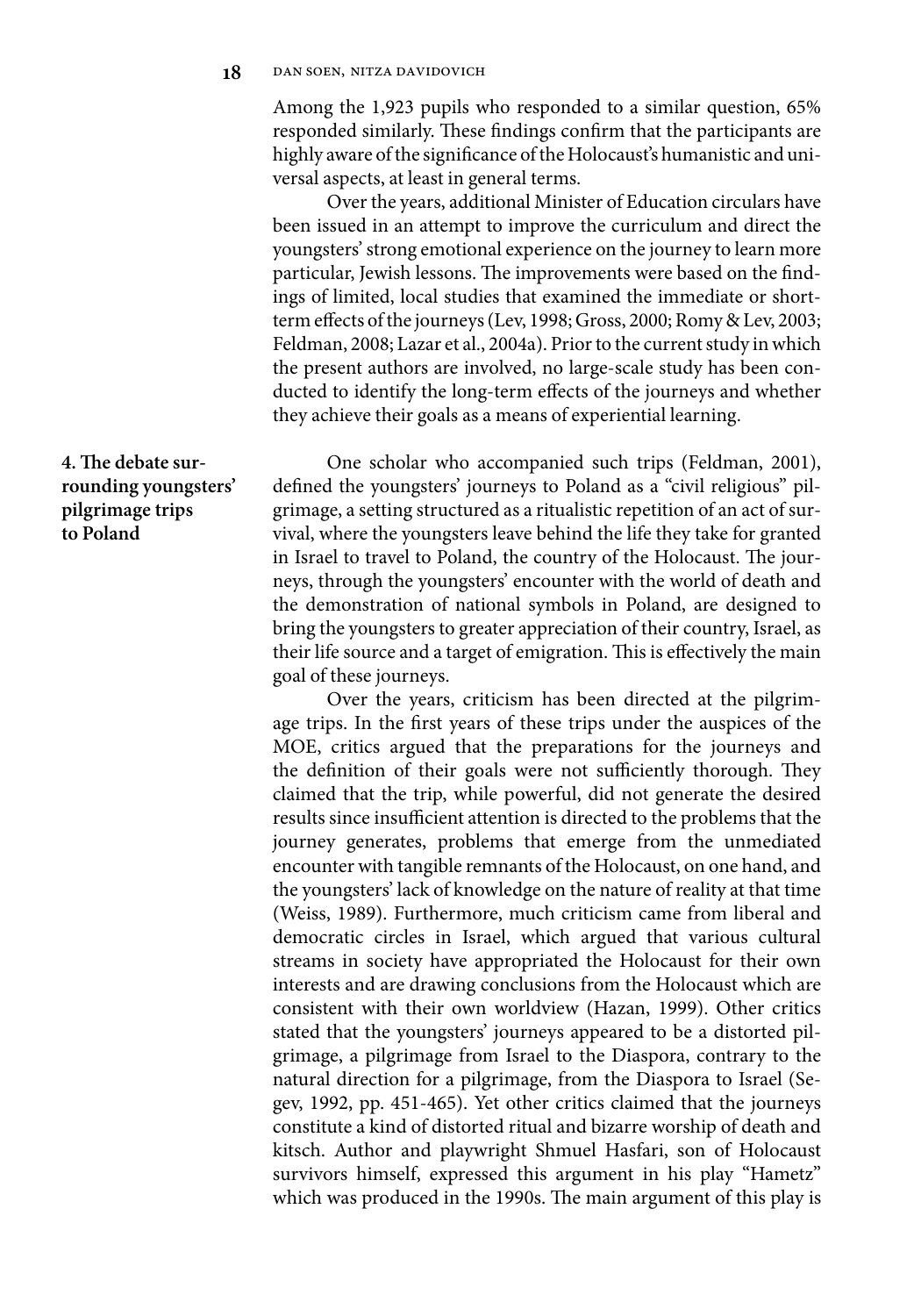Among the 1,923 pupils who responded to a similar question, 65% responded similarly. These findings confirm that the participants are highly aware of the significance of the Holocaust's humanistic and universal aspects, at least in general terms.

Over the years, additional Minister of Education circulars have been issued in an attempt to improve the curriculum and direct the youngsters' strong emotional experience on the journey to learn more particular, Jewish lessons. The improvements were based on the findings of limited, local studies that examined the immediate or short-term effects of the journeys (Lev, 1998; Gross, 2000; Romy & Lev, 2003; Feldman, 2008; Lazar et al., 2004a). Prior to the current study in which the present authors are involved, no large-scale study has been conducted to identify the long-term effects of the journeys and whether they achieve their goals as a means of experiential learning.

## 4. The debate surrounding youngsters' pilgrimage trips to Poland

One scholar who accompanied such trips (Feldman, 2001), defined the youngsters' journeys to Poland as a "civil religious" pilgrimage, a setting structured as a ritualistic repetition of an act of survival, where the youngsters leave behind the life they take for granted in Israel to travel to Poland, the country of the Holocaust. The journeys, through the youngsters' encounter with the world of death and the demonstration of national symbols in Poland, are designed to bring the youngsters to greater appreciation of their country, Israel, as their life source and a target of emigration. This is effectively the main goal of these journeys.

Over the years, criticism has been directed at the pilgrimage trips. In the first years of these trips under the auspices of the MOE, critics argued that the preparations for the journeys and the definition of their goals were not sufficiently thorough. They claimed that the trip, while powerful, did not generate the desired results since insufficient attention is directed to the problems that the journey generates, problems that emerge from the unmediated encounter with tangible remnants of the Holocaust, on one hand, and the youngsters' lack of knowledge on the nature of reality at that time (Weiss, 1989). Furthermore, much criticism came from liberal and democratic circles in Israel, which argued that various cultural streams in society have appropriated the Holocaust for their own interests and are drawing conclusions from the Holocaust which are consistent with their own worldview (Hazan, 1999). Other critics stated that the youngsters' journeys appeared to be a distorted pilgrimage, a pilgrimage from Israel to the Diaspora, contrary to the natural direction for a pilgrimage, from the Diaspora to Israel (Segev, 1992, pp. 451-465). Yet other critics claimed that the journeys constitute a kind of distorted ritual and bizarre worship of death and kitsch. Author and playwright Shmuel Hasfari, son of Holocaust survivors himself, expressed this argument in his play "Hametz" which was produced in the 1990s. The main argument of this play is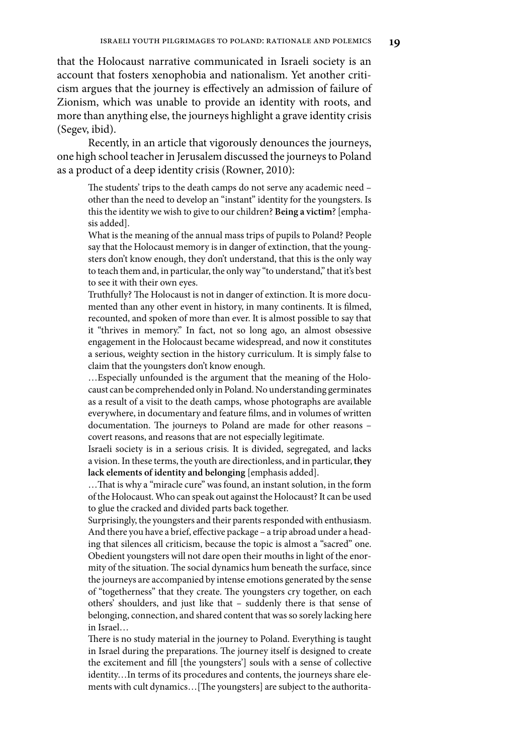that the Holocaust narrative communicated in Israeli society is an account that fosters xenophobia and nationalism. Yet another criticism argues that the journey is effectively an admission of failure of Zionism, which was unable to provide an identity with roots, and more than anything else, the journeys highlight a grave identity crisis (Segev, ibid).

Recently, in an article that vigorously denounces the journeys, one high school teacher in Jerusalem discussed the journeys to Poland as a product of a deep identity crisis (Rowner, 2010):

> The students' trips to the death camps do not serve any academic need – other than the need to develop an "instant" identity for the youngsters. Is this the identity we wish to give to our children? **Being a victim**? [emphasis added].
>
> What is the meaning of the annual mass trips of pupils to Poland? People say that the Holocaust memory is in danger of extinction, that the youngsters don't know enough, they don't understand, that this is the only way to teach them and, in particular, the only way "to understand," that it's best to see it with their own eyes.
>
> Truthfully? The Holocaust is not in danger of extinction. It is more documented than any other event in history, in many continents. It is filmed, recounted, and spoken of more than ever. It is almost possible to say that it "thrives in memory." In fact, not so long ago, an almost obsessive engagement in the Holocaust became widespread, and now it constitutes a serious, weighty section in the history curriculum. It is simply false to claim that the youngsters don't know enough.
>
> …Especially unfounded is the argument that the meaning of the Holocaust can be comprehended only in Poland. No understanding germinates as a result of a visit to the death camps, whose photographs are available everywhere, in documentary and feature films, and in volumes of written documentation. The journeys to Poland are made for other reasons – covert reasons, and reasons that are not especially legitimate.
>
> Israeli society is in a serious crisis. It is divided, segregated, and lacks a vision. In these terms, the youth are directionless, and in particular, **they lack elements of identity and belonging** [emphasis added].
>
> …That is why a "miracle cure" was found, an instant solution, in the form of the Holocaust. Who can speak out against the Holocaust? It can be used to glue the cracked and divided parts back together.
>
> Surprisingly, the youngsters and their parents responded with enthusiasm. And there you have a brief, effective package – a trip abroad under a heading that silences all criticism, because the topic is almost a "sacred" one. Obedient youngsters will not dare open their mouths in light of the enormity of the situation. The social dynamics hum beneath the surface, since the journeys are accompanied by intense emotions generated by the sense of "togetherness" that they create. The youngsters cry together, on each others' shoulders, and just like that – suddenly there is that sense of belonging, connection, and shared content that was so sorely lacking here in Israel…
>
> There is no study material in the journey to Poland. Everything is taught in Israel during the preparations. The journey itself is designed to create the excitement and fill [the youngsters'] souls with a sense of collective identity…In terms of its procedures and contents, the journeys share elements with cult dynamics…[The youngsters] are subject to the authorita-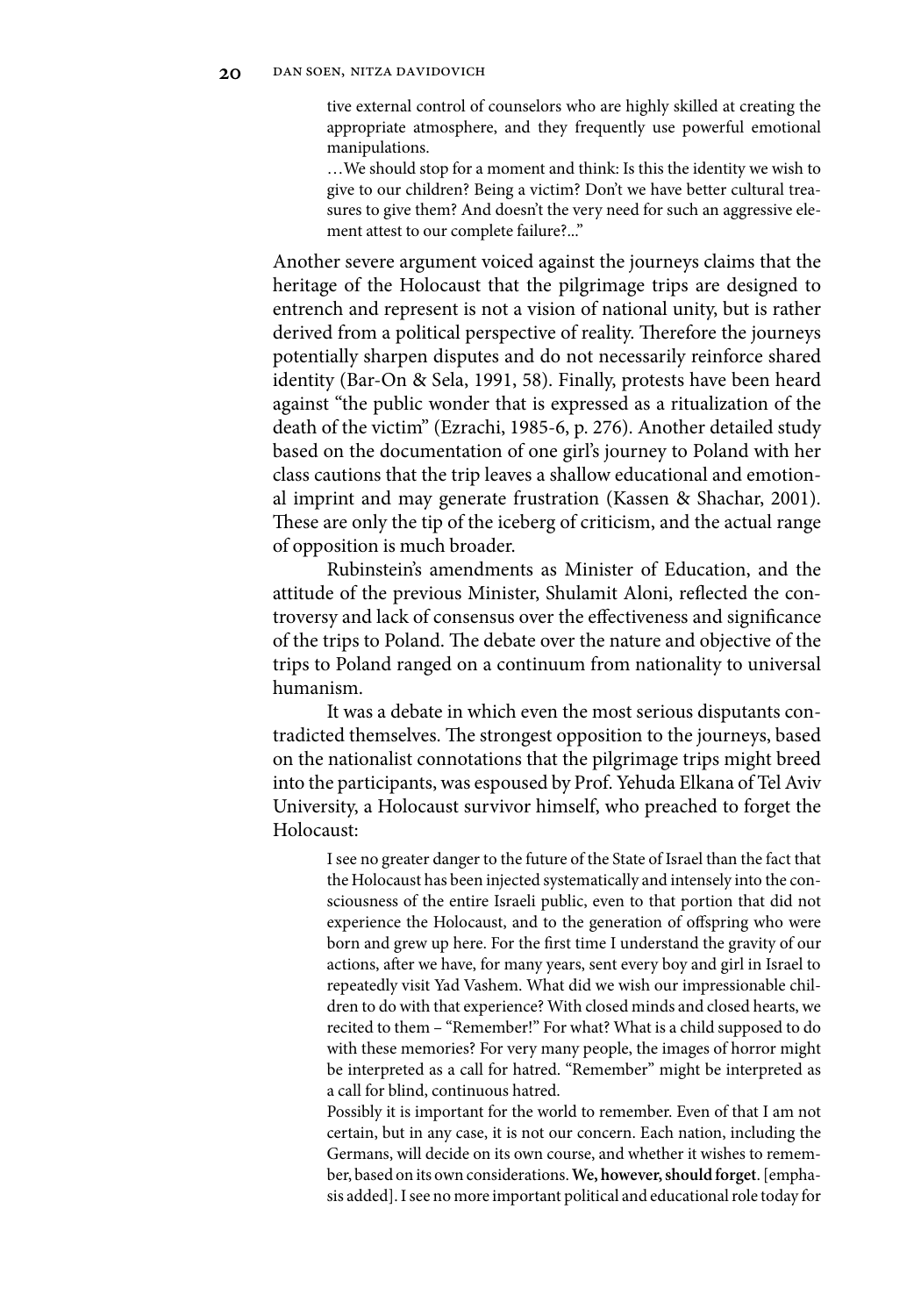> tive external control of counselors who are highly skilled at creating the appropriate atmosphere, and they frequently use powerful emotional manipulations.
>
> …We should stop for a moment and think: Is this the identity we wish to give to our children? Being a victim? Don't we have better cultural treasures to give them? And doesn't the very need for such an aggressive element attest to our complete failure?..."

Another severe argument voiced against the journeys claims that the heritage of the Holocaust that the pilgrimage trips are designed to entrench and represent is not a vision of national unity, but is rather derived from a political perspective of reality. Therefore the journeys potentially sharpen disputes and do not necessarily reinforce shared identity (Bar-On & Sela, 1991, 58). Finally, protests have been heard against "the public wonder that is expressed as a ritualization of the death of the victim" (Ezrachi, 1985-6, p. 276). Another detailed study based on the documentation of one girl's journey to Poland with her class cautions that the trip leaves a shallow educational and emotional imprint and may generate frustration (Kassen & Shachar, 2001). These are only the tip of the iceberg of criticism, and the actual range of opposition is much broader.

Rubinstein's amendments as Minister of Education, and the attitude of the previous Minister, Shulamit Aloni, reflected the controversy and lack of consensus over the effectiveness and significance of the trips to Poland. The debate over the nature and objective of the trips to Poland ranged on a continuum from nationality to universal humanism.

It was a debate in which even the most serious disputants contradicted themselves. The strongest opposition to the journeys, based on the nationalist connotations that the pilgrimage trips might breed into the participants, was espoused by Prof. Yehuda Elkana of Tel Aviv University, a Holocaust survivor himself, who preached to forget the Holocaust:

> I see no greater danger to the future of the State of Israel than the fact that the Holocaust has been injected systematically and intensely into the consciousness of the entire Israeli public, even to that portion that did not experience the Holocaust, and to the generation of offspring who were born and grew up here. For the first time I understand the gravity of our actions, after we have, for many years, sent every boy and girl in Israel to repeatedly visit Yad Vashem. What did we wish our impressionable children to do with that experience? With closed minds and closed hearts, we recited to them – "Remember!" For what? What is a child supposed to do with these memories? For very many people, the images of horror might be interpreted as a call for hatred. "Remember" might be interpreted as a call for blind, continuous hatred.
>
> Possibly it is important for the world to remember. Even of that I am not certain, but in any case, it is not our concern. Each nation, including the Germans, will decide on its own course, and whether it wishes to remember, based on its own considerations. **We, however, should forget**. [emphasis added]. I see no more important political and educational role today for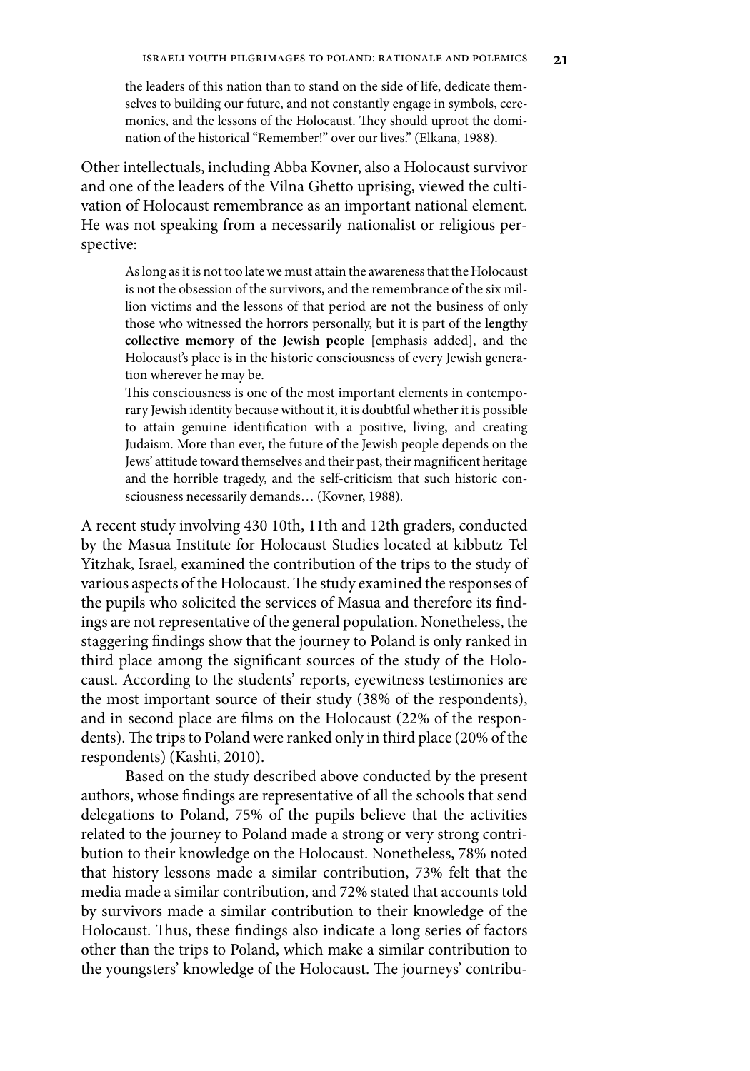> the leaders of this nation than to stand on the side of life, dedicate themselves to building our future, and not constantly engage in symbols, ceremonies, and the lessons of the Holocaust. They should uproot the domination of the historical "Remember!" over our lives." (Elkana, 1988).

Other intellectuals, including Abba Kovner, also a Holocaust survivor and one of the leaders of the Vilna Ghetto uprising, viewed the cultivation of Holocaust remembrance as an important national element. He was not speaking from a necessarily nationalist or religious perspective:

> As long as it is not too late we must attain the awareness that the Holocaust is not the obsession of the survivors, and the remembrance of the six million victims and the lessons of that period are not the business of only those who witnessed the horrors personally, but it is part of the **lengthy collective memory of the Jewish people** [emphasis added], and the Holocaust's place is in the historic consciousness of every Jewish generation wherever he may be.
>
> This consciousness is one of the most important elements in contemporary Jewish identity because without it, it is doubtful whether it is possible to attain genuine identification with a positive, living, and creating Judaism. More than ever, the future of the Jewish people depends on the Jews' attitude toward themselves and their past, their magnificent heritage and the horrible tragedy, and the self-criticism that such historic consciousness necessarily demands… (Kovner, 1988).

A recent study involving 430 10th, 11th and 12th graders, conducted by the Masua Institute for Holocaust Studies located at kibbutz Tel Yitzhak, Israel, examined the contribution of the trips to the study of various aspects of the Holocaust. The study examined the responses of the pupils who solicited the services of Masua and therefore its findings are not representative of the general population. Nonetheless, the staggering findings show that the journey to Poland is only ranked in third place among the significant sources of the study of the Holocaust. According to the students' reports, eyewitness testimonies are the most important source of their study (38% of the respondents), and in second place are films on the Holocaust (22% of the respondents). The trips to Poland were ranked only in third place (20% of the respondents) (Kashti, 2010).

Based on the study described above conducted by the present authors, whose findings are representative of all the schools that send delegations to Poland, 75% of the pupils believe that the activities related to the journey to Poland made a strong or very strong contribution to their knowledge on the Holocaust. Nonetheless, 78% noted that history lessons made a similar contribution, 73% felt that the media made a similar contribution, and 72% stated that accounts told by survivors made a similar contribution to their knowledge of the Holocaust. Thus, these findings also indicate a long series of factors other than the trips to Poland, which make a similar contribution to the youngsters' knowledge of the Holocaust. The journeys' contribu-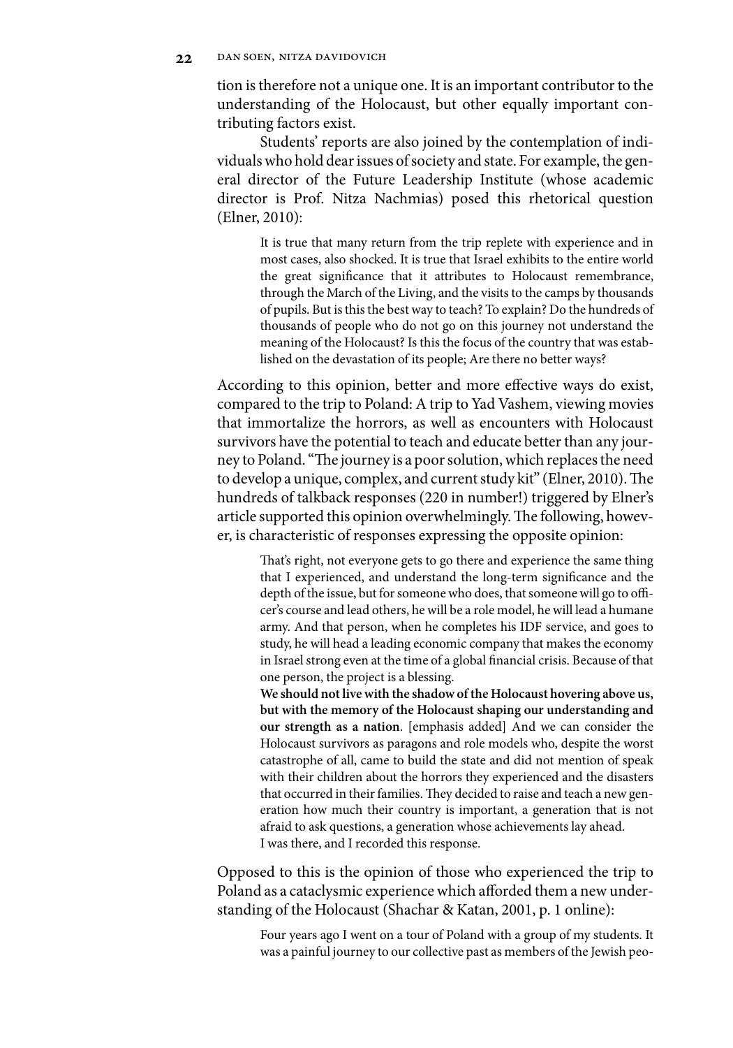tion is therefore not a unique one. It is an important contributor to the understanding of the Holocaust, but other equally important contributing factors exist.

Students' reports are also joined by the contemplation of individuals who hold dear issues of society and state. For example, the general director of the Future Leadership Institute (whose academic director is Prof. Nitza Nachmias) posed this rhetorical question (Elner, 2010):

> It is true that many return from the trip replete with experience and in most cases, also shocked. It is true that Israel exhibits to the entire world the great significance that it attributes to Holocaust remembrance, through the March of the Living, and the visits to the camps by thousands of pupils. But is this the best way to teach? To explain? Do the hundreds of thousands of people who do not go on this journey not understand the meaning of the Holocaust? Is this the focus of the country that was established on the devastation of its people; Are there no better ways?

According to this opinion, better and more effective ways do exist, compared to the trip to Poland: A trip to Yad Vashem, viewing movies that immortalize the horrors, as well as encounters with Holocaust survivors have the potential to teach and educate better than any journey to Poland. "The journey is a poor solution, which replaces the need to develop a unique, complex, and current study kit" (Elner, 2010). The hundreds of talkback responses (220 in number!) triggered by Elner's article supported this opinion overwhelmingly. The following, however, is characteristic of responses expressing the opposite opinion:

> That's right, not everyone gets to go there and experience the same thing that I experienced, and understand the long-term significance and the depth of the issue, but for someone who does, that someone will go to officer's course and lead others, he will be a role model, he will lead a humane army. And that person, when he completes his IDF service, and goes to study, he will head a leading economic company that makes the economy in Israel strong even at the time of a global financial crisis. Because of that one person, the project is a blessing.
>
> **We should not live with the shadow of the Holocaust hovering above us, but with the memory of the Holocaust shaping our understanding and our strength as a nation**. [emphasis added] And we can consider the Holocaust survivors as paragons and role models who, despite the worst catastrophe of all, came to build the state and did not mention of speak with their children about the horrors they experienced and the disasters that occurred in their families. They decided to raise and teach a new generation how much their country is important, a generation that is not afraid to ask questions, a generation whose achievements lay ahead.
>
> I was there, and I recorded this response.

Opposed to this is the opinion of those who experienced the trip to Poland as a cataclysmic experience which afforded them a new understanding of the Holocaust (Shachar & Katan, 2001, p. 1 online):

> Four years ago I went on a tour of Poland with a group of my students. It was a painful journey to our collective past as members of the Jewish peo-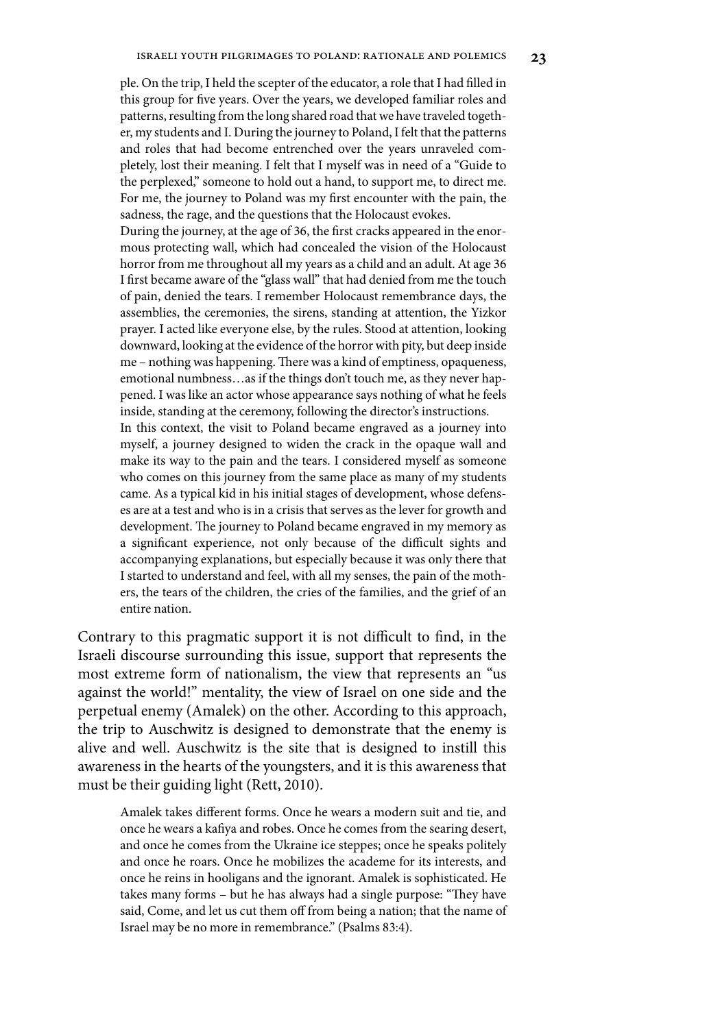> ple. On the trip, I held the scepter of the educator, a role that I had filled in this group for five years. Over the years, we developed familiar roles and patterns, resulting from the long shared road that we have traveled together, my students and I. During the journey to Poland, I felt that the patterns and roles that had become entrenched over the years unraveled completely, lost their meaning. I felt that I myself was in need of a "Guide to the perplexed," someone to hold out a hand, to support me, to direct me. For me, the journey to Poland was my first encounter with the pain, the sadness, the rage, and the questions that the Holocaust evokes.
>
> During the journey, at the age of 36, the first cracks appeared in the enormous protecting wall, which had concealed the vision of the Holocaust horror from me throughout all my years as a child and an adult. At age 36 I first became aware of the "glass wall" that had denied from me the touch of pain, denied the tears. I remember Holocaust remembrance days, the assemblies, the ceremonies, the sirens, standing at attention, the Yizkor prayer. I acted like everyone else, by the rules. Stood at attention, looking downward, looking at the evidence of the horror with pity, but deep inside me – nothing was happening. There was a kind of emptiness, opaqueness, emotional numbness…as if the things don't touch me, as they never happened. I was like an actor whose appearance says nothing of what he feels inside, standing at the ceremony, following the director's instructions.
>
> In this context, the visit to Poland became engraved as a journey into myself, a journey designed to widen the crack in the opaque wall and make its way to the pain and the tears. I considered myself as someone who comes on this journey from the same place as many of my students came. As a typical kid in his initial stages of development, whose defenses are at a test and who is in a crisis that serves as the lever for growth and development. The journey to Poland became engraved in my memory as a significant experience, not only because of the difficult sights and accompanying explanations, but especially because it was only there that I started to understand and feel, with all my senses, the pain of the mothers, the tears of the children, the cries of the families, and the grief of an entire nation.

Contrary to this pragmatic support it is not difficult to find, in the Israeli discourse surrounding this issue, support that represents the most extreme form of nationalism, the view that represents an "us against the world!" mentality, the view of Israel on one side and the perpetual enemy (Amalek) on the other. According to this approach, the trip to Auschwitz is designed to demonstrate that the enemy is alive and well. Auschwitz is the site that is designed to instill this awareness in the hearts of the youngsters, and it is this awareness that must be their guiding light (Rett, 2010).

> Amalek takes different forms. Once he wears a modern suit and tie, and once he wears a kafiya and robes. Once he comes from the searing desert, and once he comes from the Ukraine ice steppes; once he speaks politely and once he roars. Once he mobilizes the academe for its interests, and once he reins in hooligans and the ignorant. Amalek is sophisticated. He takes many forms – but he has always had a single purpose: "They have said, Come, and let us cut them off from being a nation; that the name of Israel may be no more in remembrance." (Psalms 83:4).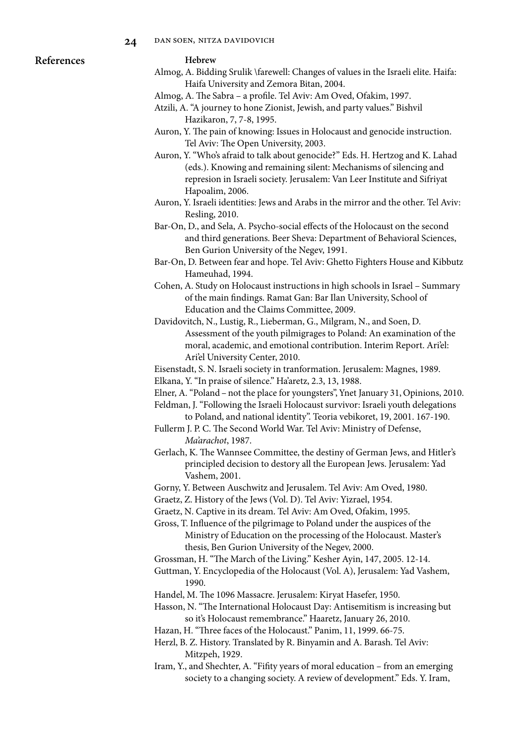## References

### Hebrew

Almog, A. Bidding Srulik \farewell: Changes of values in the Israeli elite. Haifa: Haifa University and Zemora Bitan, 2004.

Almog, A. The Sabra – a profile. Tel Aviv: Am Oved, Ofakim, 1997.

Atzili, A. "A journey to hone Zionist, Jewish, and party values." Bishvil Hazikaron, 7, 7-8, 1995.

Auron, Y. The pain of knowing: Issues in Holocaust and genocide instruction. Tel Aviv: The Open University, 2003.

Auron, Y. "Who's afraid to talk about genocide?" Eds. H. Hertzog and K. Lahad (eds.). Knowing and remaining silent: Mechanisms of silencing and represion in Israeli society. Jerusalem: Van Leer Institute and Sifriyat Hapoalim, 2006.

Auron, Y. Israeli identities: Jews and Arabs in the mirror and the other. Tel Aviv: Resling, 2010.

Bar-On, D., and Sela, A. Psycho-social effects of the Holocaust on the second and third generations. Beer Sheva: Department of Behavioral Sciences, Ben Gurion University of the Negev, 1991.

Bar-On, D. Between fear and hope. Tel Aviv: Ghetto Fighters House and Kibbutz Hameuhad, 1994.

Cohen, A. Study on Holocaust instructions in high schools in Israel – Summary of the main findings. Ramat Gan: Bar Ilan University, School of Education and the Claims Committee, 2009.

Davidovitch, N., Lustig, R., Lieberman, G., Milgram, N., and Soen, D. Assessment of the youth pilmigrages to Poland: An examination of the moral, academic, and emotional contribution. Interim Report. Ari'el: Ari'el University Center, 2010.

Eisenstadt, S. N. Israeli society in tranformation. Jerusalem: Magnes, 1989.

Elkana, Y. "In praise of silence." Ha'aretz, 2.3, 13, 1988.

Elner, A. "Poland – not the place for youngsters", Ynet January 31, Opinions, 2010.

Feldman, J. "Following the Israeli Holocaust survivor: Israeli youth delegations to Poland, and national identity". Teoria vebikoret, 19, 2001. 167-190.

Fullerm J. P. C. The Second World War. Tel Aviv: Ministry of Defense, *Ma'arachot*, 1987.

Gerlach, K. The Wannsee Committee, the destiny of German Jews, and Hitler's principled decision to destory all the European Jews. Jerusalem: Yad Vashem, 2001.

Gorny, Y. Between Auschwitz and Jerusalem. Tel Aviv: Am Oved, 1980.

Graetz, Z. History of the Jews (Vol. D). Tel Aviv: Yizrael, 1954.

Graetz, N. Captive in its dream. Tel Aviv: Am Oved, Ofakim, 1995.

Gross, T. Influence of the pilgrimage to Poland under the auspices of the Ministry of Education on the processing of the Holocaust. Master's thesis, Ben Gurion University of the Negev, 2000.

Grossman, H. "The March of the Living." Kesher Ayin, 147, 2005. 12-14.

Guttman, Y. Encyclopedia of the Holocaust (Vol. A), Jerusalem: Yad Vashem, 1990.

Handel, M. The 1096 Massacre. Jerusalem: Kiryat Hasefer, 1950.

Hasson, N. "The International Holocaust Day: Antisemitism is increasing but so it's Holocaust remembrance." Haaretz, January 26, 2010.

Hazan, H. "Three faces of the Holocaust." Panim, 11, 1999. 66-75.

Herzl, B. Z. History. Translated by R. Binyamin and A. Barash. Tel Aviv: Mitzpeh, 1929.

Iram, Y., and Shechter, A. "Fifity years of moral education – from an emerging society to a changing society. A review of development." Eds. Y. Iram,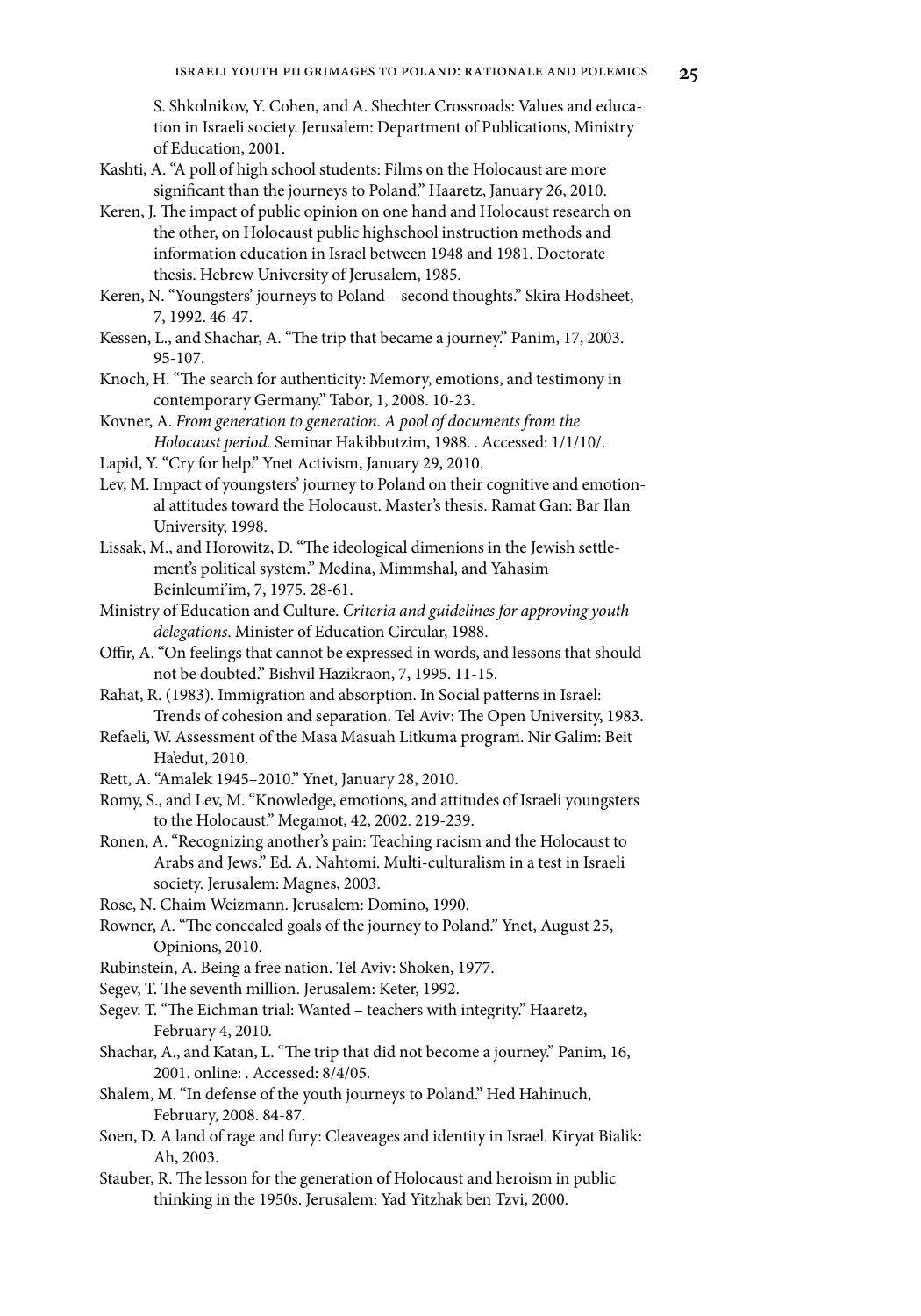S. Shkolnikov, Y. Cohen, and A. Shechter Crossroads: Values and education in Israeli society. Jerusalem: Department of Publications, Ministry of Education, 2001.

Kashti, A. "A poll of high school students: Films on the Holocaust are more significant than the journeys to Poland." Haaretz, January 26, 2010.

Keren, J. The impact of public opinion on one hand and Holocaust research on the other, on Holocaust public highschool instruction methods and information education in Israel between 1948 and 1981. Doctorate thesis. Hebrew University of Jerusalem, 1985.

Keren, N. "Youngsters' journeys to Poland – second thoughts." Skira Hodsheet, 7, 1992. 46-47.

Kessen, L., and Shachar, A. "The trip that became a journey." Panim, 17, 2003. 95-107.

Knoch, H. "The search for authenticity: Memory, emotions, and testimony in contemporary Germany." Tabor, 1, 2008. 10-23.

Kovner, A. *From generation to generation. A pool of documents from the Holocaust period.* Seminar Hakibbutzim, 1988. . Accessed: 1/1/10/.

Lapid, Y. "Cry for help." Ynet Activism, January 29, 2010.

Lev, M. Impact of youngsters' journey to Poland on their cognitive and emotional attitudes toward the Holocaust. Master's thesis. Ramat Gan: Bar Ilan University, 1998.

Lissak, M., and Horowitz, D. "The ideological dimenions in the Jewish settlement's political system." Medina, Mimmshal, and Yahasim Beinleumi'im, 7, 1975. 28-61.

Ministry of Education and Culture. *Criteria and guidelines for approving youth delegations*. Minister of Education Circular, 1988.

Offir, A. "On feelings that cannot be expressed in words, and lessons that should not be doubted." Bishvil Hazikraon, 7, 1995. 11-15.

Rahat, R. (1983). Immigration and absorption. In Social patterns in Israel: Trends of cohesion and separation. Tel Aviv: The Open University, 1983.

Refaeli, W. Assessment of the Masa Masuah Litkuma program. Nir Galim: Beit Ha'edut, 2010.

Rett, A. "Amalek 1945–2010." Ynet, January 28, 2010.

Romy, S., and Lev, M. "Knowledge, emotions, and attitudes of Israeli youngsters to the Holocaust." Megamot, 42, 2002. 219-239.

Ronen, A. "Recognizing another's pain: Teaching racism and the Holocaust to Arabs and Jews." Ed. A. Nahtomi. Multi-culturalism in a test in Israeli society. Jerusalem: Magnes, 2003.

Rose, N. Chaim Weizmann. Jerusalem: Domino, 1990.

Rowner, A. "The concealed goals of the journey to Poland." Ynet, August 25, Opinions, 2010.

Rubinstein, A. Being a free nation. Tel Aviv: Shoken, 1977.

Segev, T. The seventh million. Jerusalem: Keter, 1992.

Segev. T. "The Eichman trial: Wanted – teachers with integrity." Haaretz, February 4, 2010.

Shachar, A., and Katan, L. "The trip that did not become a journey." Panim, 16, 2001. online: . Accessed: 8/4/05.

Shalem, M. "In defense of the youth journeys to Poland." Hed Hahinuch, February, 2008. 84-87.

Soen, D. A land of rage and fury: Cleaveages and identity in Israel. Kiryat Bialik: Ah, 2003.

Stauber, R. The lesson for the generation of Holocaust and heroism in public thinking in the 1950s. Jerusalem: Yad Yitzhak ben Tzvi, 2000.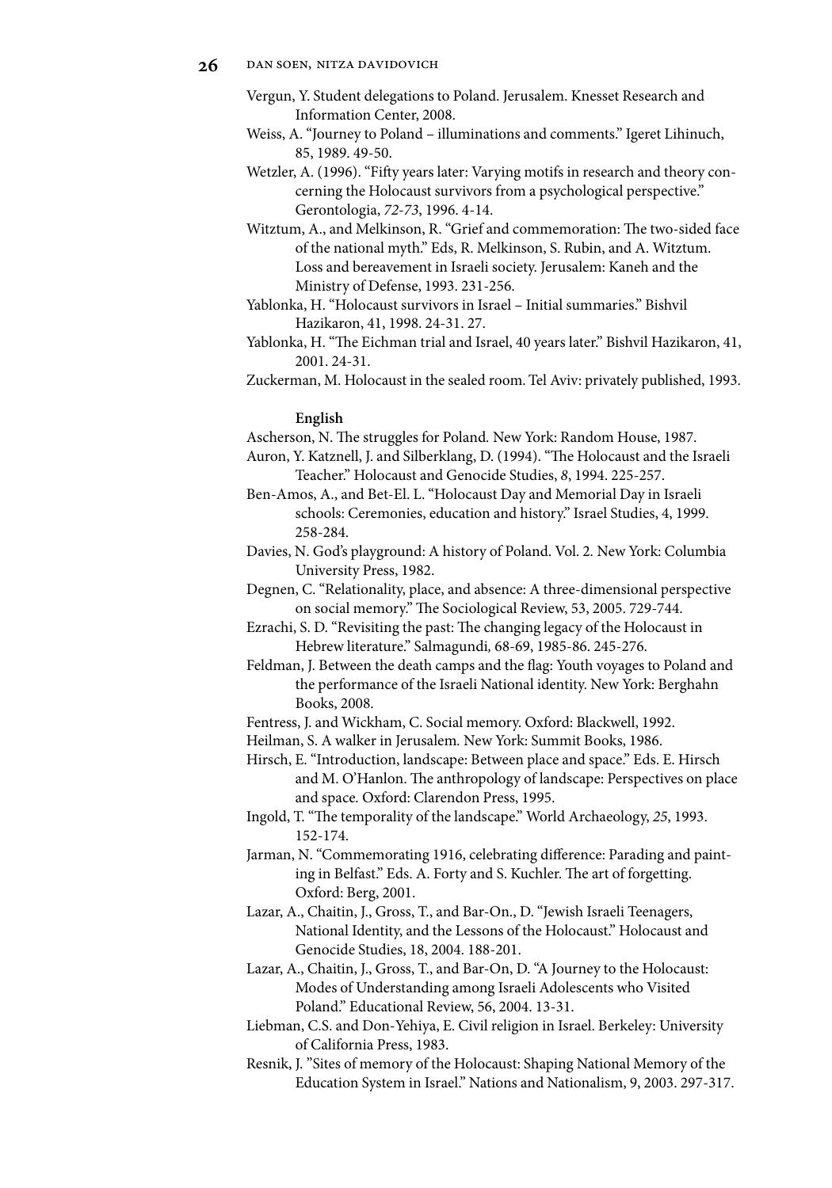Vergun, Y. Student delegations to Poland. Jerusalem. Knesset Research and Information Center, 2008.

Weiss, A. "Journey to Poland – illuminations and comments." Igeret Lihinuch, 85, 1989. 49-50.

Wetzler, A. (1996). "Fifty years later: Varying motifs in research and theory concerning the Holocaust survivors from a psychological perspective." Gerontologia, *72-73*, 1996. 4-14.

Witztum, A., and Melkinson, R. "Grief and commemoration: The two-sided face of the national myth." Eds, R. Melkinson, S. Rubin, and A. Witztum. Loss and bereavement in Israeli society. Jerusalem: Kaneh and the Ministry of Defense, 1993. 231-256.

Yablonka, H. "Holocaust survivors in Israel – Initial summaries." Bishvil Hazikaron, 41, 1998. 24-31. 27.

Yablonka, H. "The Eichman trial and Israel, 40 years later." Bishvil Hazikaron, 41, 2001. 24-31.

Zuckerman, M. Holocaust in the sealed room. Tel Aviv: privately published, 1993.

**English**

Ascherson, N. The struggles for Poland. New York: Random House, 1987.

Auron, Y. Katznell, J. and Silberklang, D. (1994). "The Holocaust and the Israeli Teacher." Holocaust and Genocide Studies, *8*, 1994. 225-257.

Ben-Amos, A., and Bet-El. L. "Holocaust Day and Memorial Day in Israeli schools: Ceremonies, education and history." Israel Studies, 4, 1999. 258-284.

Davies, N. God's playground: A history of Poland. Vol. 2. New York: Columbia University Press, 1982.

Degnen, C. "Relationality, place, and absence: A three-dimensional perspective on social memory." The Sociological Review, 53, 2005. 729-744.

Ezrachi, S. D. "Revisiting the past: The changing legacy of the Holocaust in Hebrew literature." Salmagundi*,* 68-69, 1985-86. 245-276.

Feldman, J. Between the death camps and the flag: Youth voyages to Poland and the performance of the Israeli National identity. New York: Berghahn Books, 2008.

Fentress, J. and Wickham, C. Social memory. Oxford: Blackwell, 1992.

Heilman, S. A walker in Jerusalem. New York: Summit Books, 1986.

Hirsch, E. "Introduction, landscape: Between place and space." Eds. E. Hirsch and M. O'Hanlon. The anthropology of landscape: Perspectives on place and space. Oxford: Clarendon Press, 1995.

Ingold, T. "The temporality of the landscape." World Archaeology, *25*, 1993. 152-174.

Jarman, N. "Commemorating 1916, celebrating difference: Parading and painting in Belfast." Eds. A. Forty and S. Kuchler. The art of forgetting. Oxford: Berg, 2001.

Lazar, A., Chaitin, J., Gross, T., and Bar-On., D. "Jewish Israeli Teenagers, National Identity, and the Lessons of the Holocaust." Holocaust and Genocide Studies, 18, 2004. 188-201.

Lazar, A., Chaitin, J., Gross, T., and Bar-On, D. "A Journey to the Holocaust: Modes of Understanding among Israeli Adolescents who Visited Poland." Educational Review, 56, 2004. 13-31.

Liebman, C.S. and Don-Yehiya, E. Civil religion in Israel. Berkeley: University of California Press, 1983.

Resnik, J. "Sites of memory of the Holocaust: Shaping National Memory of the Education System in Israel." Nations and Nationalism, 9, 2003. 297-317.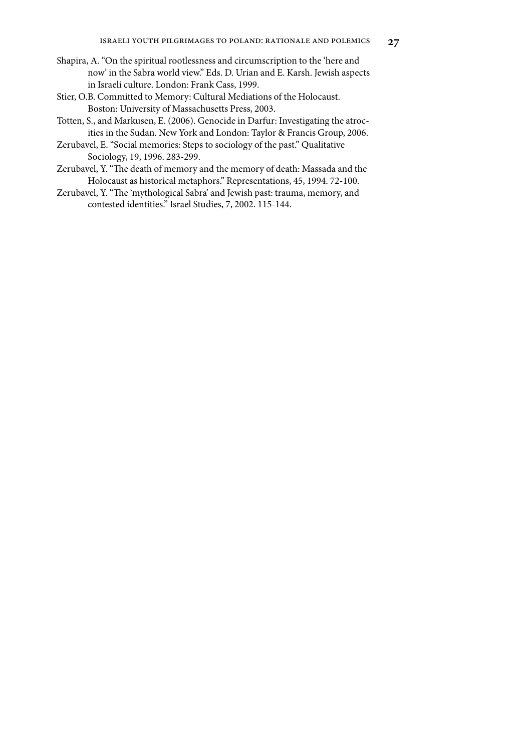Shapira, A. "On the spiritual rootlessness and circumscription to the 'here and now' in the Sabra world view." Eds. D. Urian and E. Karsh. Jewish aspects in Israeli culture. London: Frank Cass, 1999.

Stier, O.B. Committed to Memory: Cultural Mediations of the Holocaust. Boston: University of Massachusetts Press, 2003.

Totten, S., and Markusen, E. (2006). Genocide in Darfur: Investigating the atrocities in the Sudan. New York and London: Taylor & Francis Group, 2006.

Zerubavel, E. "Social memories: Steps to sociology of the past." Qualitative Sociology, 19, 1996. 283-299.

Zerubavel, Y. "The death of memory and the memory of death: Massada and the Holocaust as historical metaphors." Representations, 45, 1994. 72-100.

Zerubavel, Y. "The 'mythological Sabra' and Jewish past: trauma, memory, and contested identities." Israel Studies, 7, 2002. 115-144.